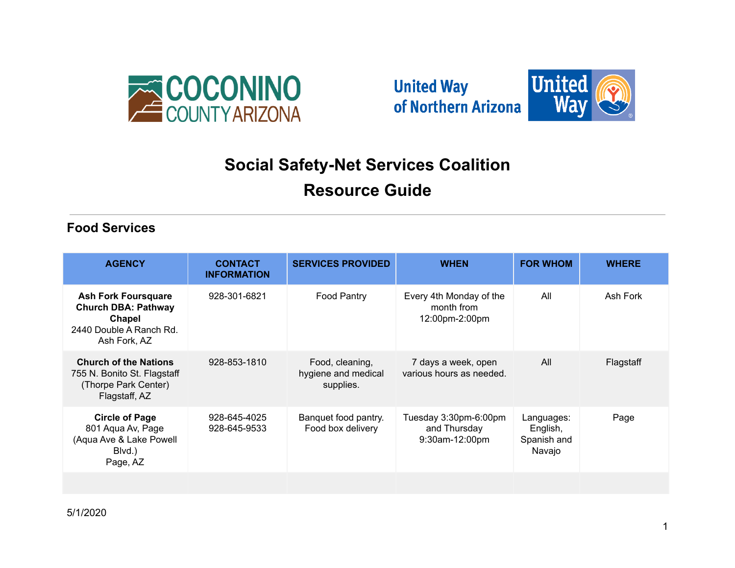# Social Safety-Net Services Coalition
# Resource Guide

## Food Services

| AGENCY | CONTACT INFORMATION | SERVICES PROVIDED | WHEN | FOR WHOM | WHERE |
|---|---|---|---|---|---|
| **Ash Fork Foursquare Church DBA: Pathway Chapel** 2440 Double A Ranch Rd. Ash Fork, AZ | 928-301-6821 | Food Pantry | Every 4th Monday of the month from 12:00pm-2:00pm | All | Ash Fork |
| **Church of the Nations** 755 N. Bonito St. Flagstaff (Thorpe Park Center) Flagstaff, AZ | 928-853-1810 | Food, cleaning, hygiene and medical supplies. | 7 days a week, open various hours as needed. | All | Flagstaff |
| **Circle of Page** 801 Aqua Av, Page (Aqua Ave & Lake Powell Blvd.) Page, AZ | 928-645-4025 928-645-9533 | Banquet food pantry. Food box delivery | Tuesday 3:30pm-6:00pm and Thursday 9:30am-12:00pm | Languages: English, Spanish and Navajo | Page |
| | | | | | |

5/1/2020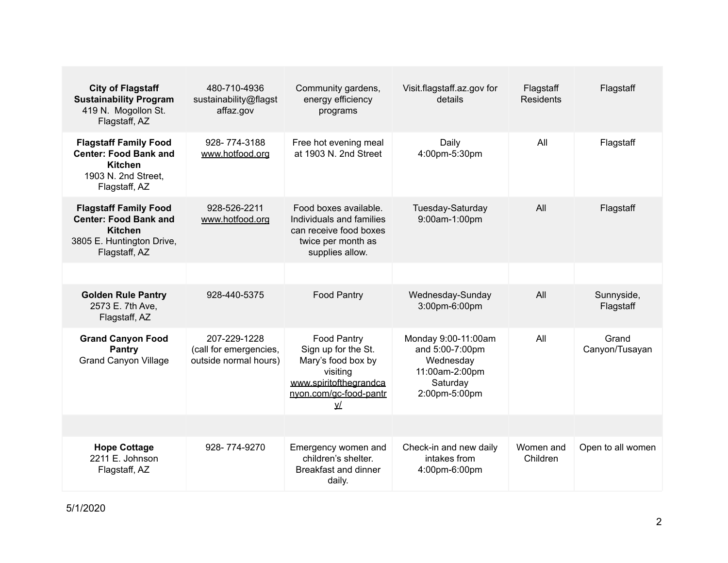| | | | | | |
|---|---|---|---|---|---|
| **City of Flagstaff Sustainability Program** 419 N. Mogollon St. Flagstaff, AZ | 480-710-4936 sustainability@flagstaffaz.gov | Community gardens, energy efficiency programs | Visit.flagstaff.az.gov for details | Flagstaff Residents | Flagstaff |
| **Flagstaff Family Food Center: Food Bank and Kitchen** 1903 N. 2nd Street, Flagstaff, AZ | 928- 774-3188 www.hotfood.org | Free hot evening meal at 1903 N. 2nd Street | Daily 4:00pm-5:30pm | All | Flagstaff |
| **Flagstaff Family Food Center: Food Bank and Kitchen** 3805 E. Huntington Drive, Flagstaff, AZ | 928-526-2211 www.hotfood.org | Food boxes available. Individuals and families can receive food boxes twice per month as supplies allow. | Tuesday-Saturday 9:00am-1:00pm | All | Flagstaff |
| | | | | | |
| **Golden Rule Pantry** 2573 E. 7th Ave, Flagstaff, AZ | 928-440-5375 | Food Pantry | Wednesday-Sunday 3:00pm-6:00pm | All | Sunnyside, Flagstaff |
| **Grand Canyon Food Pantry** Grand Canyon Village | 207-229-1228 (call for emergencies, outside normal hours) | Food Pantry Sign up for the St. Mary's food box by visiting www.spiritofthegrandcanyon.com/gc-food-pantry/ | Monday 9:00-11:00am and 5:00-7:00pm Wednesday 11:00am-2:00pm Saturday 2:00pm-5:00pm | All | Grand Canyon/Tusayan |
| | | | | | |
| **Hope Cottage** 2211 E. Johnson Flagstaff, AZ | 928- 774-9270 | Emergency women and children's shelter. Breakfast and dinner daily. | Check-in and new daily intakes from 4:00pm-6:00pm | Women and Children | Open to all women |

5/1/2020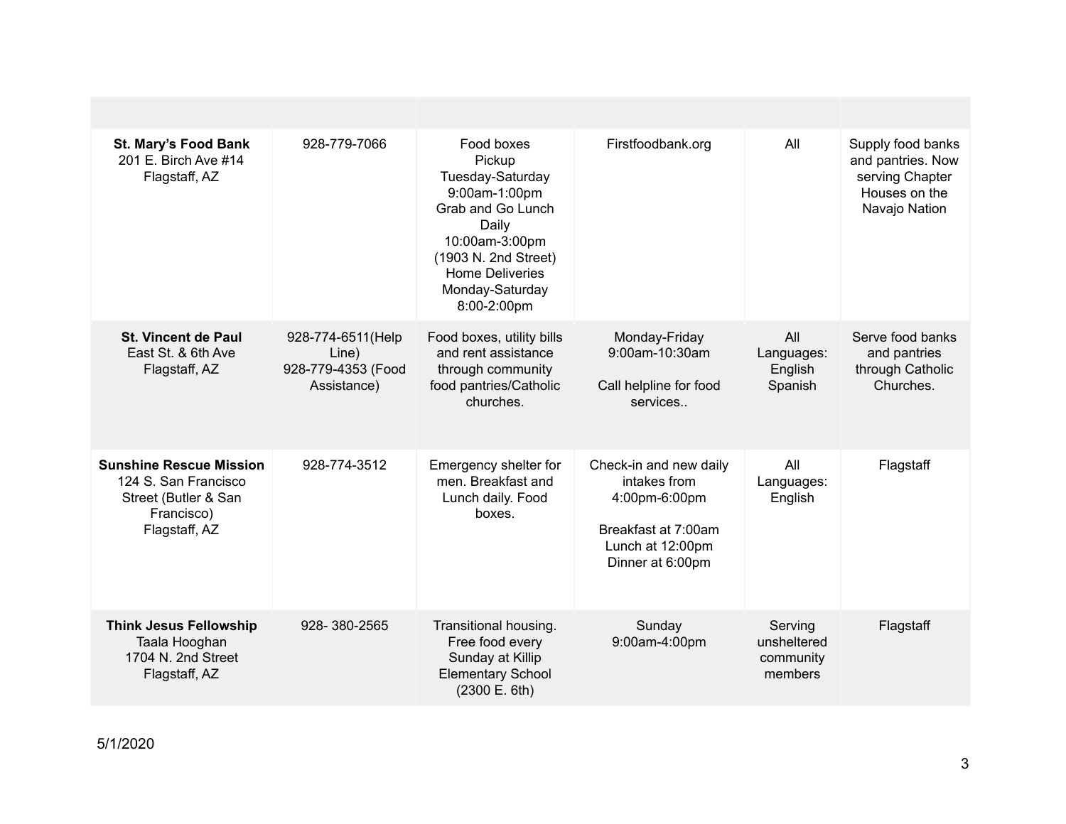| | | | | | |
|---|---|---|---|---|---|
| **St. Mary's Food Bank**<br>201 E. Birch Ave #14<br>Flagstaff, AZ | 928-779-7066 | Food boxes<br>Pickup<br>Tuesday-Saturday<br>9:00am-1:00pm<br>Grab and Go Lunch<br>Daily<br>10:00am-3:00pm<br>(1903 N. 2nd Street)<br>Home Deliveries<br>Monday-Saturday<br>8:00-2:00pm | Firstfoodbank.org | All | Supply food banks and pantries. Now serving Chapter Houses on the Navajo Nation |
| **St. Vincent de Paul**<br>East St. & 6th Ave<br>Flagstaff, AZ | 928-774-6511(Help Line)<br>928-779-4353 (Food Assistance) | Food boxes, utility bills and rent assistance through community food pantries/Catholic churches. | Monday-Friday<br>9:00am-10:30am<br><br>Call helpline for food services.. | All<br>Languages:<br>English<br>Spanish | Serve food banks and pantries through Catholic Churches. |
| **Sunshine Rescue Mission**<br>124 S. San Francisco Street (Butler & San Francisco)<br>Flagstaff, AZ | 928-774-3512 | Emergency shelter for men. Breakfast and Lunch daily. Food boxes. | Check-in and new daily intakes from 4:00pm-6:00pm<br><br>Breakfast at 7:00am<br>Lunch at 12:00pm<br>Dinner at 6:00pm | All<br>Languages:<br>English | Flagstaff |
| **Think Jesus Fellowship**<br>Taala Hooghan<br>1704 N. 2nd Street<br>Flagstaff, AZ | 928- 380-2565 | Transitional housing. Free food every Sunday at Killip Elementary School (2300 E. 6th) | Sunday<br>9:00am-4:00pm | Serving unsheltered community members | Flagstaff |

5/1/2020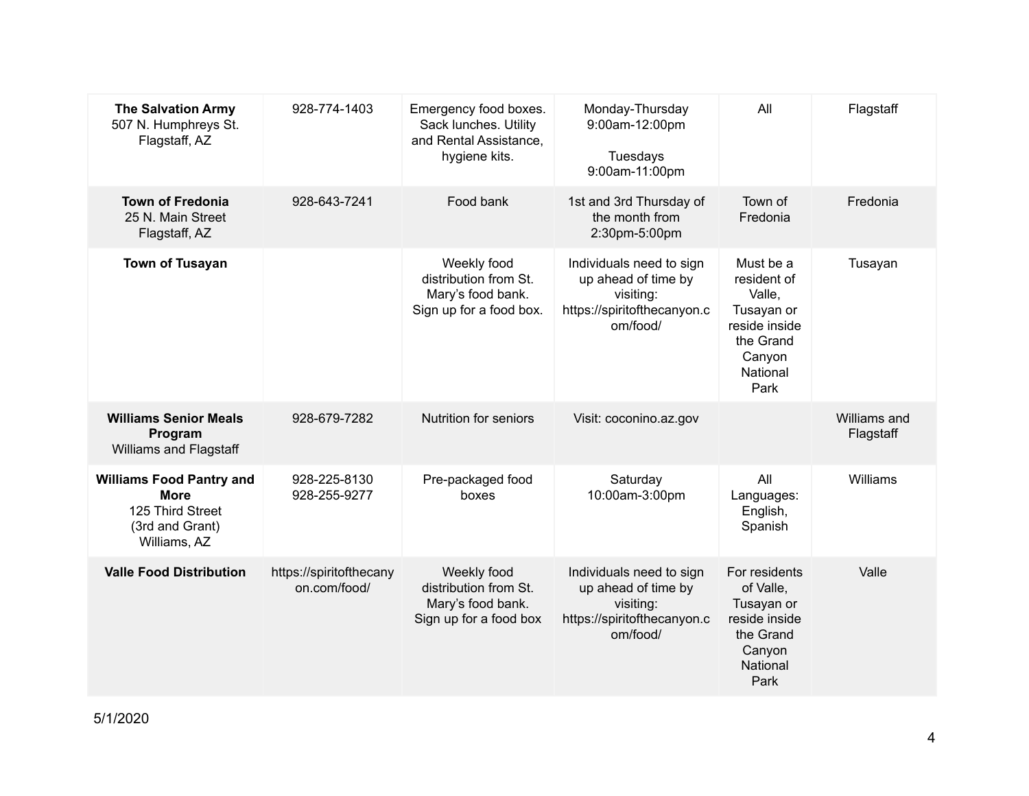| | | | | | |
|---|---|---|---|---|---|
| **The Salvation Army** 507 N. Humphreys St. Flagstaff, AZ | 928-774-1403 | Emergency food boxes. Sack lunches. Utility and Rental Assistance, hygiene kits. | Monday-Thursday 9:00am-12:00pm<br><br>Tuesdays 9:00am-11:00pm | All | Flagstaff |
| **Town of Fredonia** 25 N. Main Street Flagstaff, AZ | 928-643-7241 | Food bank | 1st and 3rd Thursday of the month from 2:30pm-5:00pm | Town of Fredonia | Fredonia |
| **Town of Tusayan** | | Weekly food distribution from St. Mary's food bank. Sign up for a food box. | Individuals need to sign up ahead of time by visiting: https://spiritofthecanyon.com/food/ | Must be a resident of Valle, Tusayan or reside inside the Grand Canyon National Park | Tusayan |
| **Williams Senior Meals Program** Williams and Flagstaff | 928-679-7282 | Nutrition for seniors | Visit: coconino.az.gov | | Williams and Flagstaff |
| **Williams Food Pantry and More** 125 Third Street (3rd and Grant) Williams, AZ | 928-225-8130<br>928-255-9277 | Pre-packaged food boxes | Saturday 10:00am-3:00pm | All Languages: English, Spanish | Williams |
| **Valle Food Distribution** | https://spiritofthecanyon.com/food/ | Weekly food distribution from St. Mary's food bank. Sign up for a food box | Individuals need to sign up ahead of time by visiting: https://spiritofthecanyon.com/food/ | For residents of Valle, Tusayan or reside inside the Grand Canyon National Park | Valle |

5/1/2020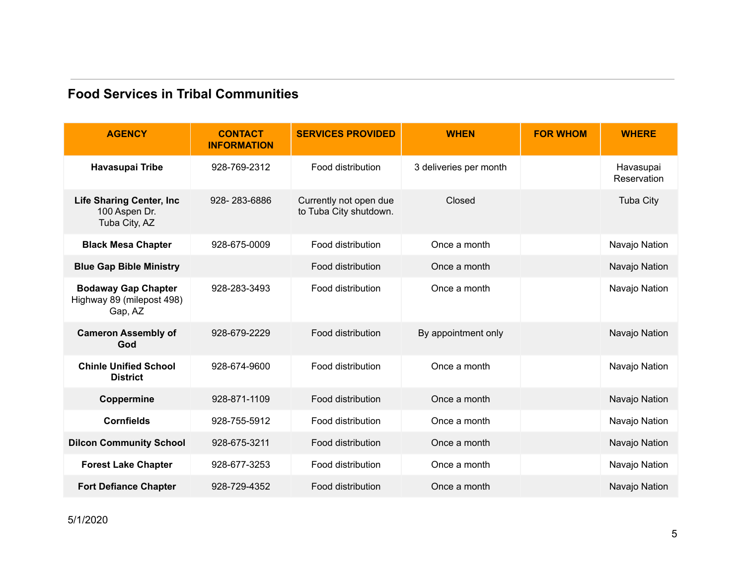## Food Services in Tribal Communities

| AGENCY | CONTACT INFORMATION | SERVICES PROVIDED | WHEN | FOR WHOM | WHERE |
|---|---|---|---|---|---|
| **Havasupai Tribe** | 928-769-2312 | Food distribution | 3 deliveries per month | | Havasupai Reservation |
| **Life Sharing Center, Inc** 100 Aspen Dr. Tuba City, AZ | 928- 283-6886 | Currently not open due to Tuba City shutdown. | Closed | | Tuba City |
| **Black Mesa Chapter** | 928-675-0009 | Food distribution | Once a month | | Navajo Nation |
| **Blue Gap Bible Ministry** | | Food distribution | Once a month | | Navajo Nation |
| **Bodaway Gap Chapter** Highway 89 (milepost 498) Gap, AZ | 928-283-3493 | Food distribution | Once a month | | Navajo Nation |
| **Cameron Assembly of God** | 928-679-2229 | Food distribution | By appointment only | | Navajo Nation |
| **Chinle Unified School District** | 928-674-9600 | Food distribution | Once a month | | Navajo Nation |
| **Coppermine** | 928-871-1109 | Food distribution | Once a month | | Navajo Nation |
| **Cornfields** | 928-755-5912 | Food distribution | Once a month | | Navajo Nation |
| **Dilcon Community School** | 928-675-3211 | Food distribution | Once a month | | Navajo Nation |
| **Forest Lake Chapter** | 928-677-3253 | Food distribution | Once a month | | Navajo Nation |
| **Fort Defiance Chapter** | 928-729-4352 | Food distribution | Once a month | | Navajo Nation |

5/1/2020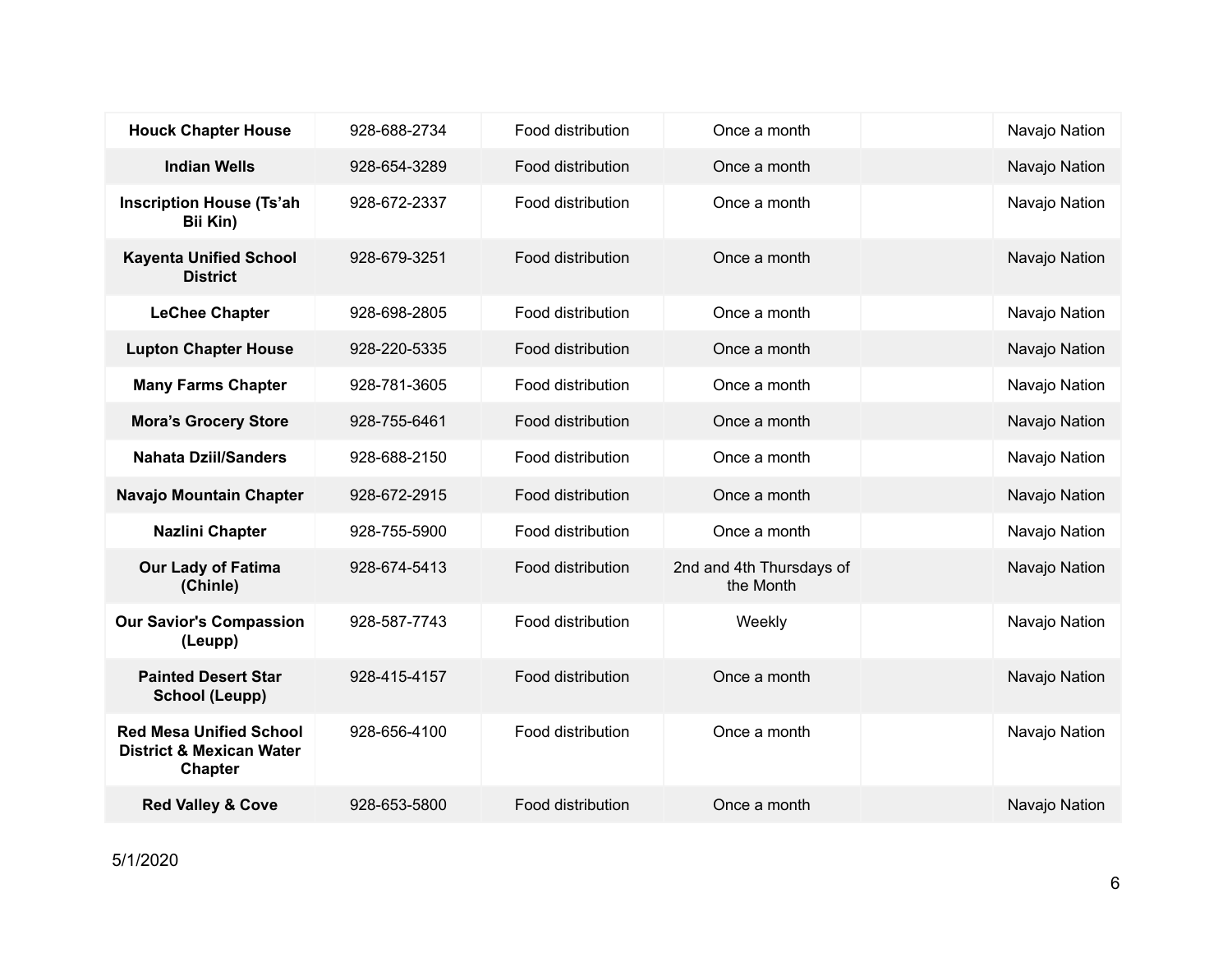| | | | | | |
|---|---|---|---|---|---|
| **Houck Chapter House** | 928-688-2734 | Food distribution | Once a month | | Navajo Nation |
| **Indian Wells** | 928-654-3289 | Food distribution | Once a month | | Navajo Nation |
| **Inscription House (Ts'ah Bii Kin)** | 928-672-2337 | Food distribution | Once a month | | Navajo Nation |
| **Kayenta Unified School District** | 928-679-3251 | Food distribution | Once a month | | Navajo Nation |
| **LeChee Chapter** | 928-698-2805 | Food distribution | Once a month | | Navajo Nation |
| **Lupton Chapter House** | 928-220-5335 | Food distribution | Once a month | | Navajo Nation |
| **Many Farms Chapter** | 928-781-3605 | Food distribution | Once a month | | Navajo Nation |
| **Mora's Grocery Store** | 928-755-6461 | Food distribution | Once a month | | Navajo Nation |
| **Nahata Dziil/Sanders** | 928-688-2150 | Food distribution | Once a month | | Navajo Nation |
| **Navajo Mountain Chapter** | 928-672-2915 | Food distribution | Once a month | | Navajo Nation |
| **Nazlini Chapter** | 928-755-5900 | Food distribution | Once a month | | Navajo Nation |
| **Our Lady of Fatima (Chinle)** | 928-674-5413 | Food distribution | 2nd and 4th Thursdays of the Month | | Navajo Nation |
| **Our Savior's Compassion (Leupp)** | 928-587-7743 | Food distribution | Weekly | | Navajo Nation |
| **Painted Desert Star School (Leupp)** | 928-415-4157 | Food distribution | Once a month | | Navajo Nation |
| **Red Mesa Unified School District & Mexican Water Chapter** | 928-656-4100 | Food distribution | Once a month | | Navajo Nation |
| **Red Valley & Cove** | 928-653-5800 | Food distribution | Once a month | | Navajo Nation |

5/1/2020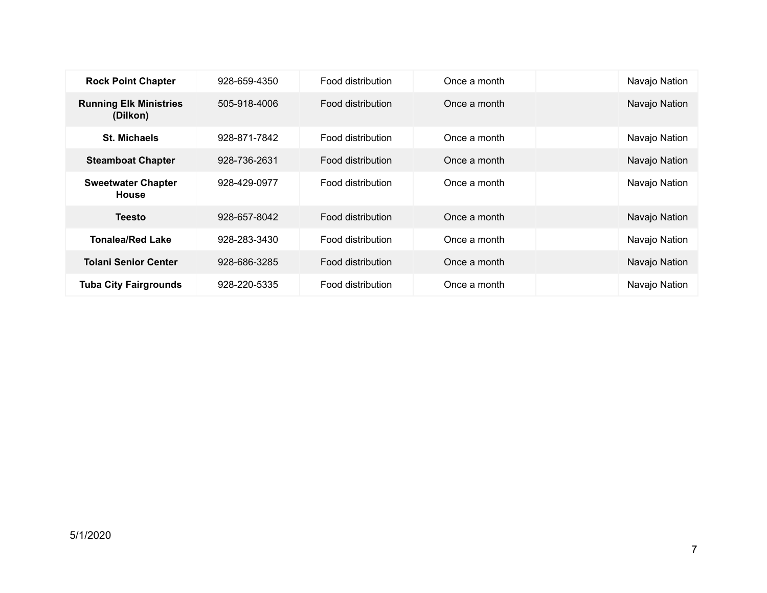| | | | | | |
|---|---|---|---|---|---|
| **Rock Point Chapter** | 928-659-4350 | Food distribution | Once a month | | Navajo Nation |
| **Running Elk Ministries (Dilkon)** | 505-918-4006 | Food distribution | Once a month | | Navajo Nation |
| **St. Michaels** | 928-871-7842 | Food distribution | Once a month | | Navajo Nation |
| **Steamboat Chapter** | 928-736-2631 | Food distribution | Once a month | | Navajo Nation |
| **Sweetwater Chapter House** | 928-429-0977 | Food distribution | Once a month | | Navajo Nation |
| **Teesto** | 928-657-8042 | Food distribution | Once a month | | Navajo Nation |
| **Tonalea/Red Lake** | 928-283-3430 | Food distribution | Once a month | | Navajo Nation |
| **Tolani Senior Center** | 928-686-3285 | Food distribution | Once a month | | Navajo Nation |
| **Tuba City Fairgrounds** | 928-220-5335 | Food distribution | Once a month | | Navajo Nation |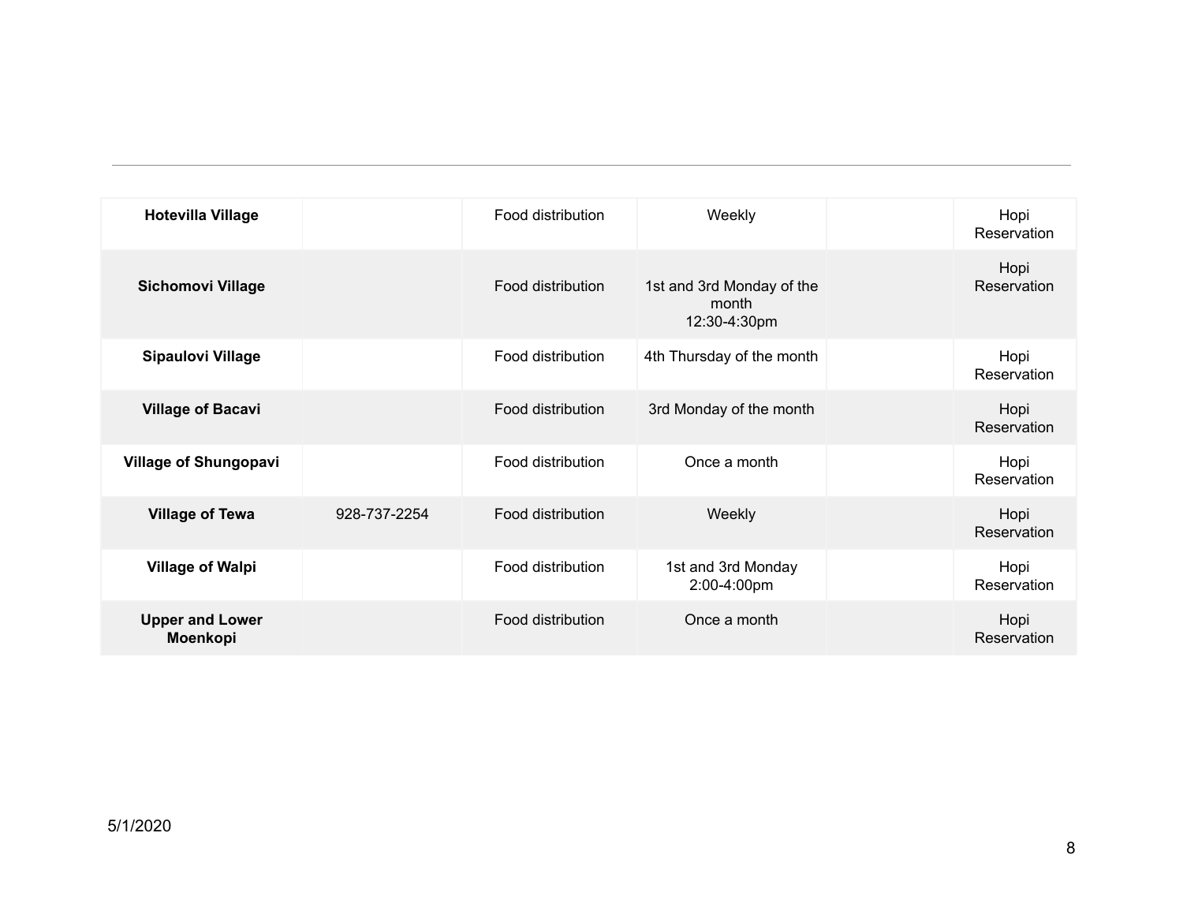| | | | | | |
|---|---|---|---|---|---|
| **Hotevilla Village** | | Food distribution | Weekly | | Hopi Reservation |
| **Sichomovi Village** | | Food distribution | 1st and 3rd Monday of the month 12:30-4:30pm | | Hopi Reservation |
| **Sipaulovi Village** | | Food distribution | 4th Thursday of the month | | Hopi Reservation |
| **Village of Bacavi** | | Food distribution | 3rd Monday of the month | | Hopi Reservation |
| **Village of Shungopavi** | | Food distribution | Once a month | | Hopi Reservation |
| **Village of Tewa** | 928-737-2254 | Food distribution | Weekly | | Hopi Reservation |
| **Village of Walpi** | | Food distribution | 1st and 3rd Monday 2:00-4:00pm | | Hopi Reservation |
| **Upper and Lower Moenkopi** | | Food distribution | Once a month | | Hopi Reservation |

5/1/2020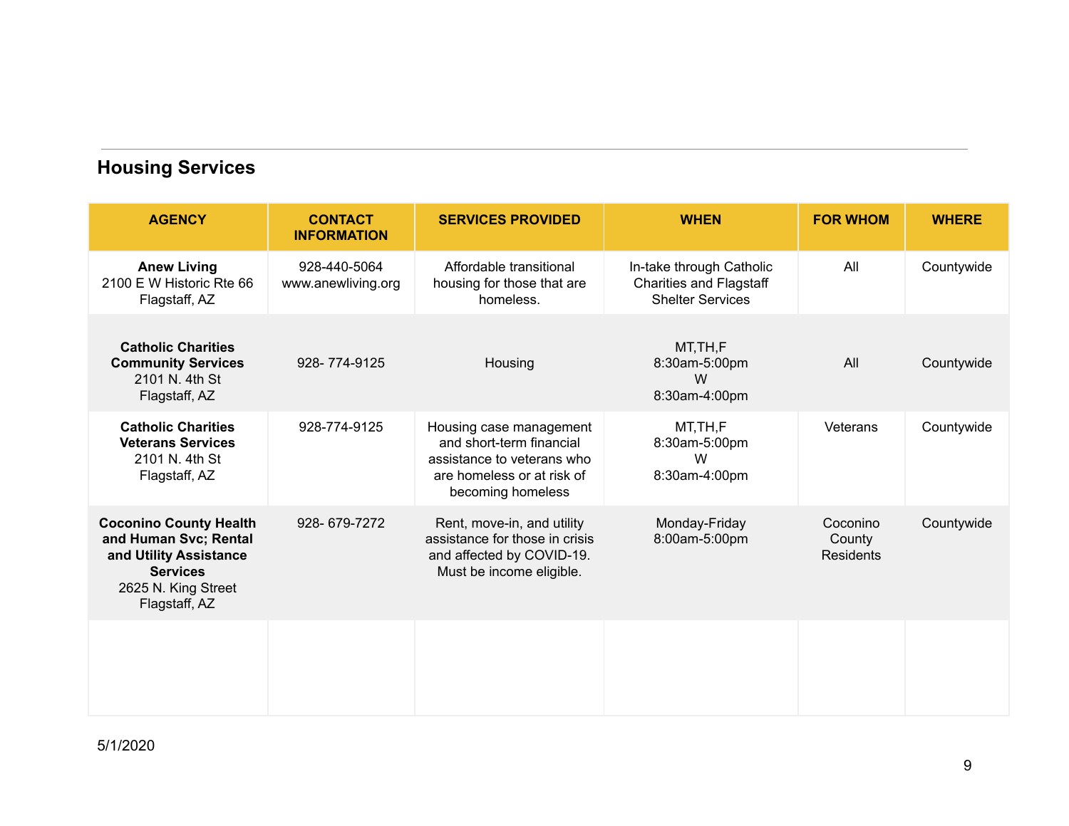## Housing Services

| AGENCY | CONTACT INFORMATION | SERVICES PROVIDED | WHEN | FOR WHOM | WHERE |
|---|---|---|---|---|---|
| **Anew Living** 2100 E W Historic Rte 66 Flagstaff, AZ | 928-440-5064 www.anewliving.org | Affordable transitional housing for those that are homeless. | In-take through Catholic Charities and Flagstaff Shelter Services | All | Countywide |
| **Catholic Charities Community Services** 2101 N. 4th St Flagstaff, AZ | 928- 774-9125 | Housing | MT,TH,F 8:30am-5:00pm W 8:30am-4:00pm | All | Countywide |
| **Catholic Charities Veterans Services** 2101 N. 4th St Flagstaff, AZ | 928-774-9125 | Housing case management and short-term financial assistance to veterans who are homeless or at risk of becoming homeless | MT,TH,F 8:30am-5:00pm W 8:30am-4:00pm | Veterans | Countywide |
| **Coconino County Health and Human Svc; Rental and Utility Assistance Services** 2625 N. King Street Flagstaff, AZ | 928- 679-7272 | Rent, move-in, and utility assistance for those in crisis and affected by COVID-19. Must be income eligible. | Monday-Friday 8:00am-5:00pm | Coconino County Residents | Countywide |
| | | | | | |

5/1/2020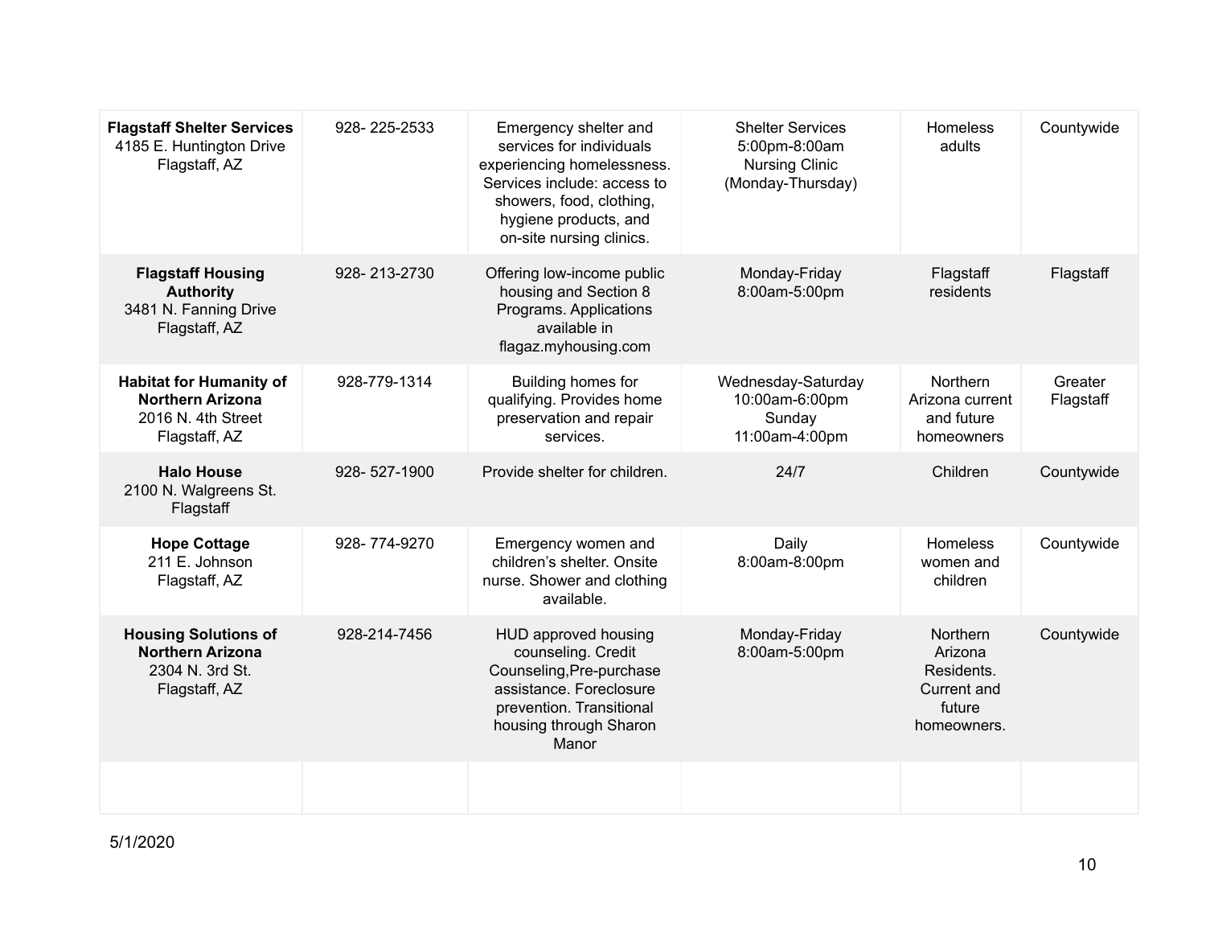| | | | | | |
|---|---|---|---|---|---|
| **Flagstaff Shelter Services** 4185 E. Huntington Drive Flagstaff, AZ | 928- 225-2533 | Emergency shelter and services for individuals experiencing homelessness. Services include: access to showers, food, clothing, hygiene products, and on-site nursing clinics. | Shelter Services 5:00pm-8:00am Nursing Clinic (Monday-Thursday) | Homeless adults | Countywide |
| **Flagstaff Housing Authority** 3481 N. Fanning Drive Flagstaff, AZ | 928- 213-2730 | Offering low-income public housing and Section 8 Programs. Applications available in flagaz.myhousing.com | Monday-Friday 8:00am-5:00pm | Flagstaff residents | Flagstaff |
| **Habitat for Humanity of Northern Arizona** 2016 N. 4th Street Flagstaff, AZ | 928-779-1314 | Building homes for qualifying. Provides home preservation and repair services. | Wednesday-Saturday 10:00am-6:00pm Sunday 11:00am-4:00pm | Northern Arizona current and future homeowners | Greater Flagstaff |
| **Halo House** 2100 N. Walgreens St. Flagstaff | 928- 527-1900 | Provide shelter for children. | 24/7 | Children | Countywide |
| **Hope Cottage** 211 E. Johnson Flagstaff, AZ | 928- 774-9270 | Emergency women and children's shelter. Onsite nurse. Shower and clothing available. | Daily 8:00am-8:00pm | Homeless women and children | Countywide |
| **Housing Solutions of Northern Arizona** 2304 N. 3rd St. Flagstaff, AZ | 928-214-7456 | HUD approved housing counseling. Credit Counseling,Pre-purchase assistance. Foreclosure prevention. Transitional housing through Sharon Manor | Monday-Friday 8:00am-5:00pm | Northern Arizona Residents. Current and future homeowners. | Countywide |
| | | | | | |

5/1/2020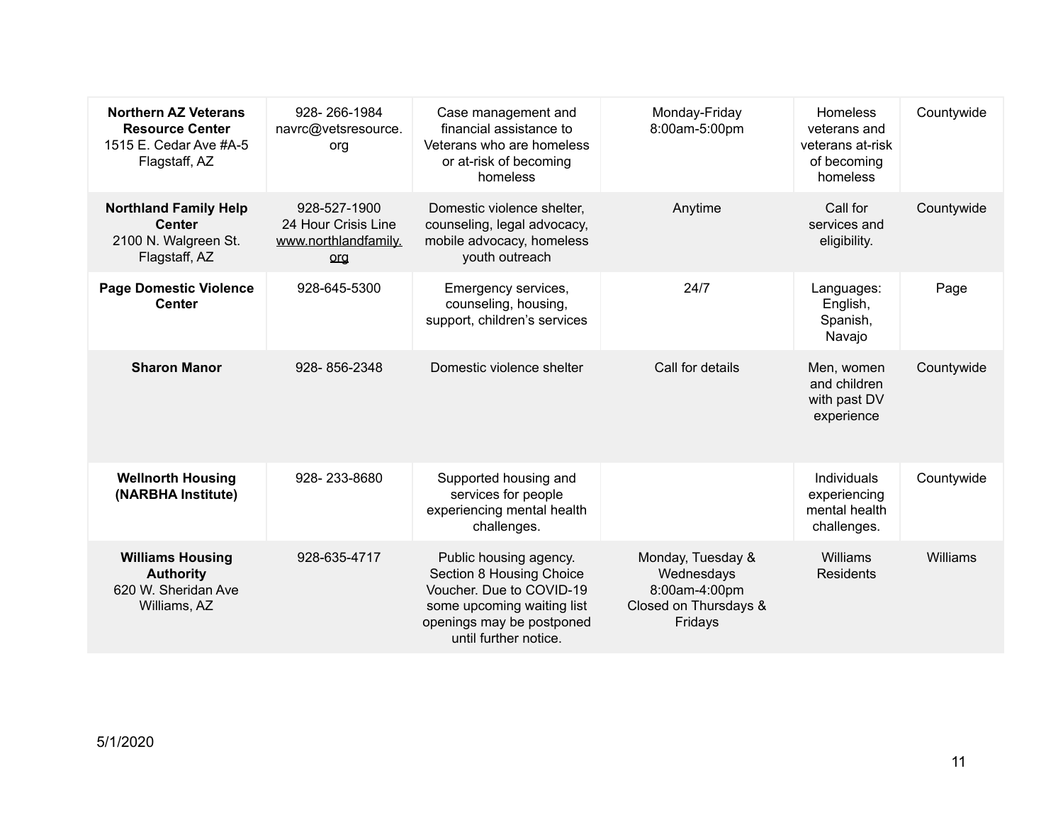| | | | | | |
|---|---|---|---|---|---|
| **Northern AZ Veterans Resource Center** 1515 E. Cedar Ave #A-5 Flagstaff, AZ | 928- 266-1984 navrc@vetsresource.org | Case management and financial assistance to Veterans who are homeless or at-risk of becoming homeless | Monday-Friday 8:00am-5:00pm | Homeless veterans and veterans at-risk of becoming homeless | Countywide |
| **Northland Family Help Center** 2100 N. Walgreen St. Flagstaff, AZ | 928-527-1900 24 Hour Crisis Line www.northlandfamily.org | Domestic violence shelter, counseling, legal advocacy, mobile advocacy, homeless youth outreach | Anytime | Call for services and eligibility. | Countywide |
| **Page Domestic Violence Center** | 928-645-5300 | Emergency services, counseling, housing, support, children's services | 24/7 | Languages: English, Spanish, Navajo | Page |
| **Sharon Manor** | 928- 856-2348 | Domestic violence shelter | Call for details | Men, women and children with past DV experience | Countywide |
| **Wellnorth Housing (NARBHA Institute)** | 928- 233-8680 | Supported housing and services for people experiencing mental health challenges. | | Individuals experiencing mental health challenges. | Countywide |
| **Williams Housing Authority** 620 W. Sheridan Ave Williams, AZ | 928-635-4717 | Public housing agency. Section 8 Housing Choice Voucher. Due to COVID-19 some upcoming waiting list openings may be postponed until further notice. | Monday, Tuesday & Wednesdays 8:00am-4:00pm Closed on Thursdays & Fridays | Williams Residents | Williams |

5/1/2020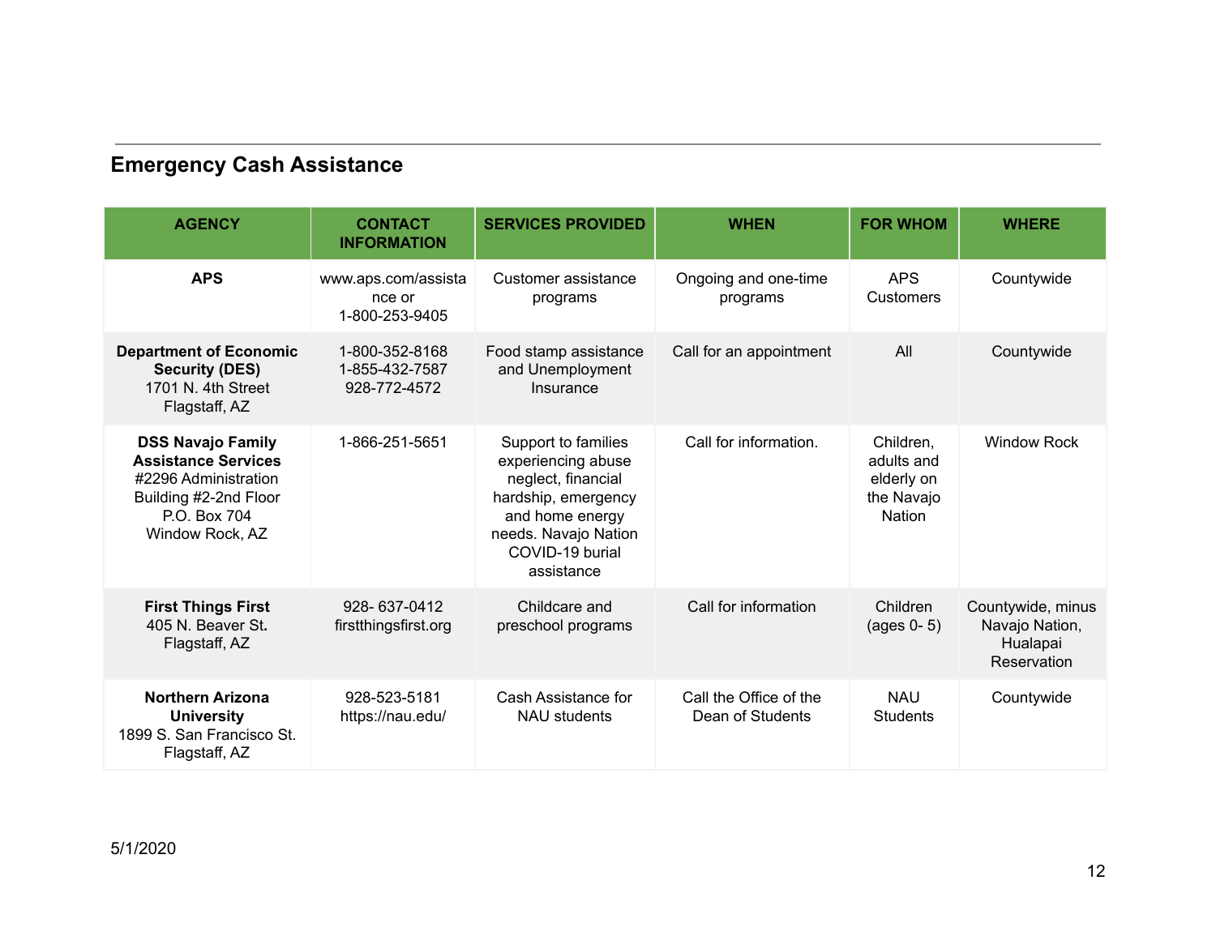## Emergency Cash Assistance

| AGENCY | CONTACT INFORMATION | SERVICES PROVIDED | WHEN | FOR WHOM | WHERE |
|---|---|---|---|---|---|
| **APS** | www.aps.com/assistance or 1-800-253-9405 | Customer assistance programs | Ongoing and one-time programs | APS Customers | Countywide |
| **Department of Economic Security (DES)** 1701 N. 4th Street Flagstaff, AZ | 1-800-352-8168 1-855-432-7587 928-772-4572 | Food stamp assistance and Unemployment Insurance | Call for an appointment | All | Countywide |
| **DSS Navajo Family Assistance Services** #2296 Administration Building #2-2nd Floor P.O. Box 704 Window Rock, AZ | 1-866-251-5651 | Support to families experiencing abuse neglect, financial hardship, emergency and home energy needs. Navajo Nation COVID-19 burial assistance | Call for information. | Children, adults and elderly on the Navajo Nation | Window Rock |
| **First Things First** 405 N. Beaver St. Flagstaff, AZ | 928- 637-0412 firstthingsfirst.org | Childcare and preschool programs | Call for information | Children (ages 0- 5) | Countywide, minus Navajo Nation, Hualapai Reservation |
| **Northern Arizona University** 1899 S. San Francisco St. Flagstaff, AZ | 928-523-5181 https://nau.edu/ | Cash Assistance for NAU students | Call the Office of the Dean of Students | NAU Students | Countywide |

5/1/2020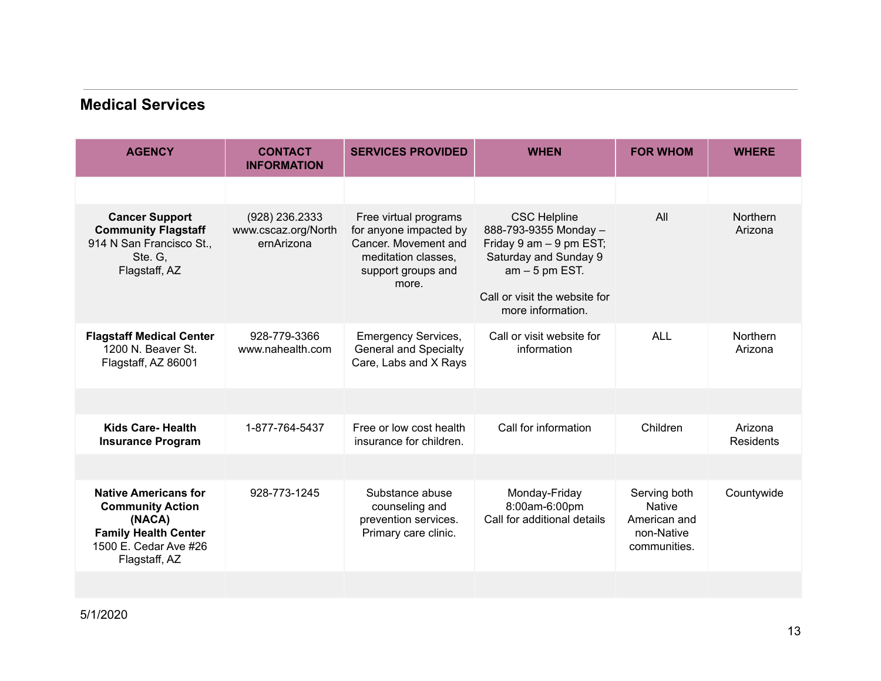## Medical Services

| AGENCY | CONTACT INFORMATION | SERVICES PROVIDED | WHEN | FOR WHOM | WHERE |
|---|---|---|---|---|---|
| | | | | | |
| **Cancer Support Community Flagstaff** 914 N San Francisco St., Ste. G, Flagstaff, AZ | (928) 236.2333 www.cscaz.org/NorthernArizona | Free virtual programs for anyone impacted by Cancer. Movement and meditation classes, support groups and more. | CSC Helpline 888-793-9355 Monday – Friday 9 am – 9 pm EST; Saturday and Sunday 9 am – 5 pm EST. Call or visit the website for more information. | All | Northern Arizona |
| **Flagstaff Medical Center** 1200 N. Beaver St. Flagstaff, AZ 86001 | 928-779-3366 www.nahealth.com | Emergency Services, General and Specialty Care, Labs and X Rays | Call or visit website for information | ALL | Northern Arizona |
| | | | | | |
| **Kids Care- Health Insurance Program** | 1-877-764-5437 | Free or low cost health insurance for children. | Call for information | Children | Arizona Residents |
| | | | | | |
| **Native Americans for Community Action (NACA) Family Health Center** 1500 E. Cedar Ave #26 Flagstaff, AZ | 928-773-1245 | Substance abuse counseling and prevention services. Primary care clinic. | Monday-Friday 8:00am-6:00pm Call for additional details | Serving both Native American and non-Native communities. | Countywide |
| | | | | | |

5/1/2020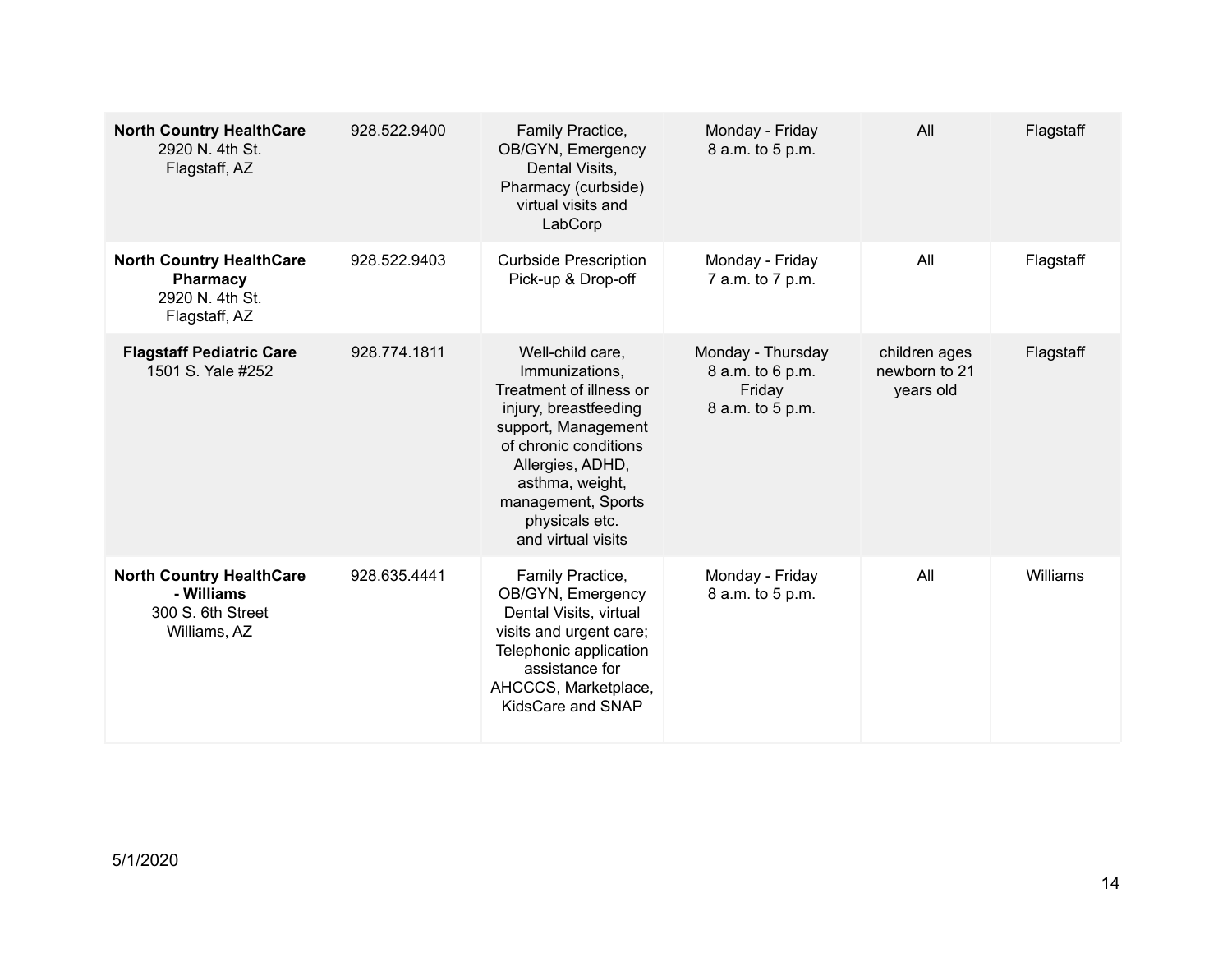| | | | | | |
|---|---|---|---|---|---|
| **North Country HealthCare** 2920 N. 4th St. Flagstaff, AZ | 928.522.9400 | Family Practice, OB/GYN, Emergency Dental Visits, Pharmacy (curbside) virtual visits and LabCorp | Monday - Friday 8 a.m. to 5 p.m. | All | Flagstaff |
| **North Country HealthCare Pharmacy** 2920 N. 4th St. Flagstaff, AZ | 928.522.9403 | Curbside Prescription Pick-up & Drop-off | Monday - Friday 7 a.m. to 7 p.m. | All | Flagstaff |
| **Flagstaff Pediatric Care** 1501 S. Yale #252 | 928.774.1811 | Well-child care, Immunizations, Treatment of illness or injury, breastfeeding support, Management of chronic conditions Allergies, ADHD, asthma, weight, management, Sports physicals etc. and virtual visits | Monday - Thursday 8 a.m. to 6 p.m. Friday 8 a.m. to 5 p.m. | children ages newborn to 21 years old | Flagstaff |
| **North Country HealthCare - Williams** 300 S. 6th Street Williams, AZ | 928.635.4441 | Family Practice, OB/GYN, Emergency Dental Visits, virtual visits and urgent care; Telephonic application assistance for AHCCCS, Marketplace, KidsCare and SNAP | Monday - Friday 8 a.m. to 5 p.m. | All | Williams |

5/1/2020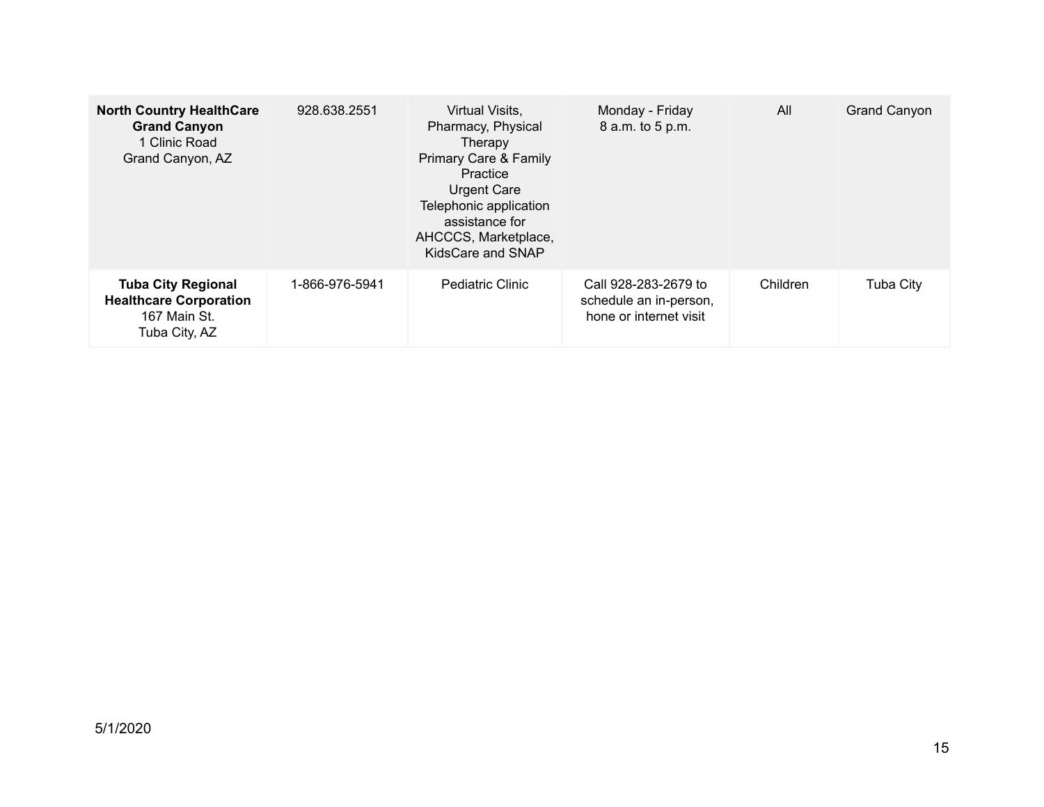| **North Country HealthCare Grand Canyon** 1 Clinic Road Grand Canyon, AZ | 928.638.2551 | Virtual Visits, Pharmacy, Physical Therapy Primary Care & Family Practice Urgent Care Telephonic application assistance for AHCCCS, Marketplace, KidsCare and SNAP | Monday - Friday 8 a.m. to 5 p.m. | All | Grand Canyon |
|---|---|---|---|---|---|
| **Tuba City Regional Healthcare Corporation** 167 Main St. Tuba City, AZ | 1-866-976-5941 | Pediatric Clinic | Call 928-283-2679 to schedule an in-person, hone or internet visit | Children | Tuba City |

5/1/2020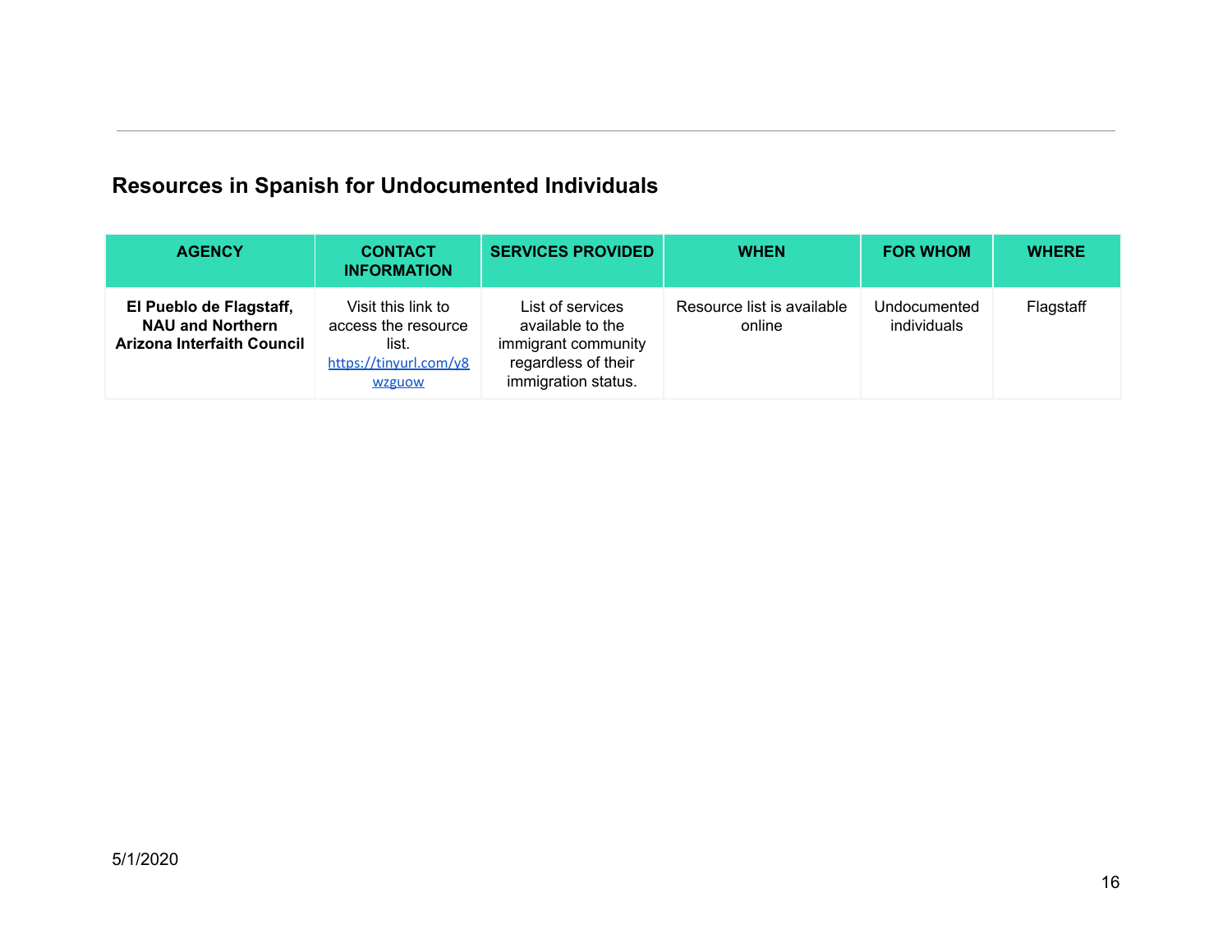## Resources in Spanish for Undocumented Individuals

| AGENCY | CONTACT INFORMATION | SERVICES PROVIDED | WHEN | FOR WHOM | WHERE |
|---|---|---|---|---|---|
| **El Pueblo de Flagstaff, NAU and Northern Arizona Interfaith Council** | Visit this link to access the resource list. https://tinyurl.com/y8wzguow | List of services available to the immigrant community regardless of their immigration status. | Resource list is available online | Undocumented individuals | Flagstaff |

5/1/2020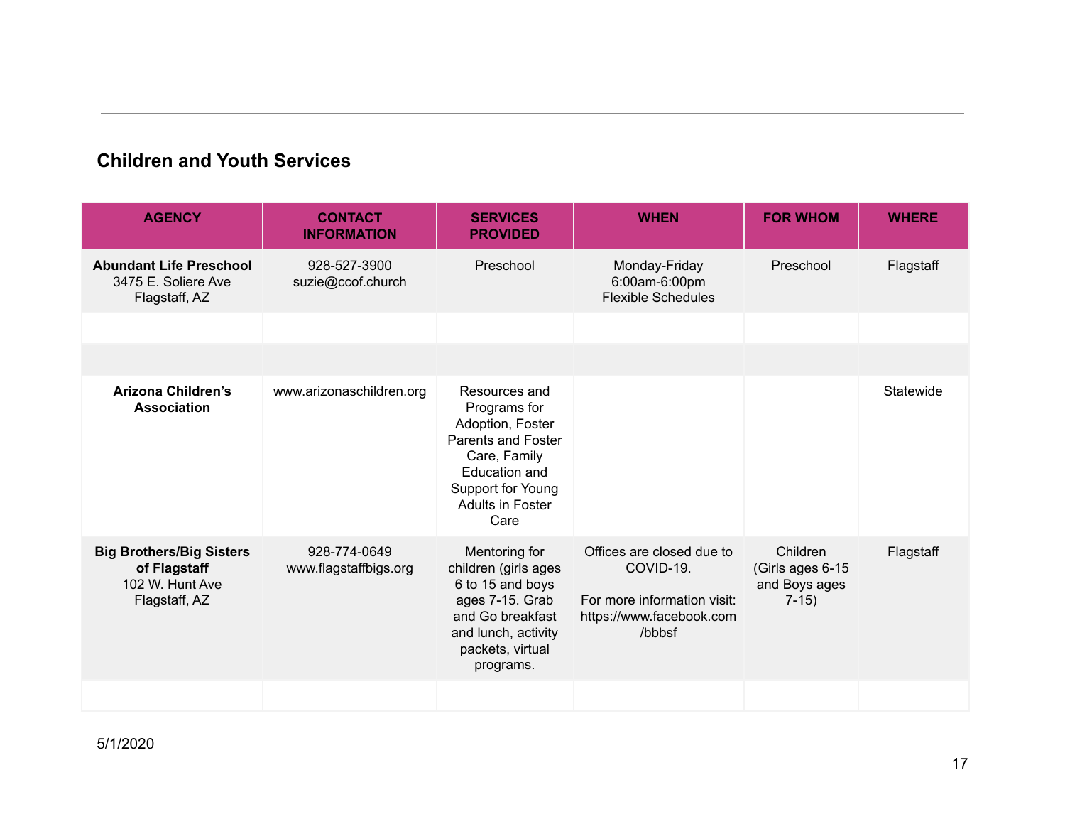## Children and Youth Services

| AGENCY | CONTACT INFORMATION | SERVICES PROVIDED | WHEN | FOR WHOM | WHERE |
|---|---|---|---|---|---|
| **Abundant Life Preschool** 3475 E. Soliere Ave Flagstaff, AZ | 928-527-3900 suzie@ccof.church | Preschool | Monday-Friday 6:00am-6:00pm Flexible Schedules | Preschool | Flagstaff |
| | | | | | |
| | | | | | |
| **Arizona Children's Association** | www.arizonaschildren.org | Resources and Programs for Adoption, Foster Parents and Foster Care, Family Education and Support for Young Adults in Foster Care | | | Statewide |
| **Big Brothers/Big Sisters of Flagstaff** 102 W. Hunt Ave Flagstaff, AZ | 928-774-0649 www.flagstaffbigs.org | Mentoring for children (girls ages 6 to 15 and boys ages 7-15. Grab and Go breakfast and lunch, activity packets, virtual programs. | Offices are closed due to COVID-19. For more information visit: https://www.facebook.com/bbbsf | Children (Girls ages 6-15 and Boys ages 7-15) | Flagstaff |
| | | | | | |

5/1/2020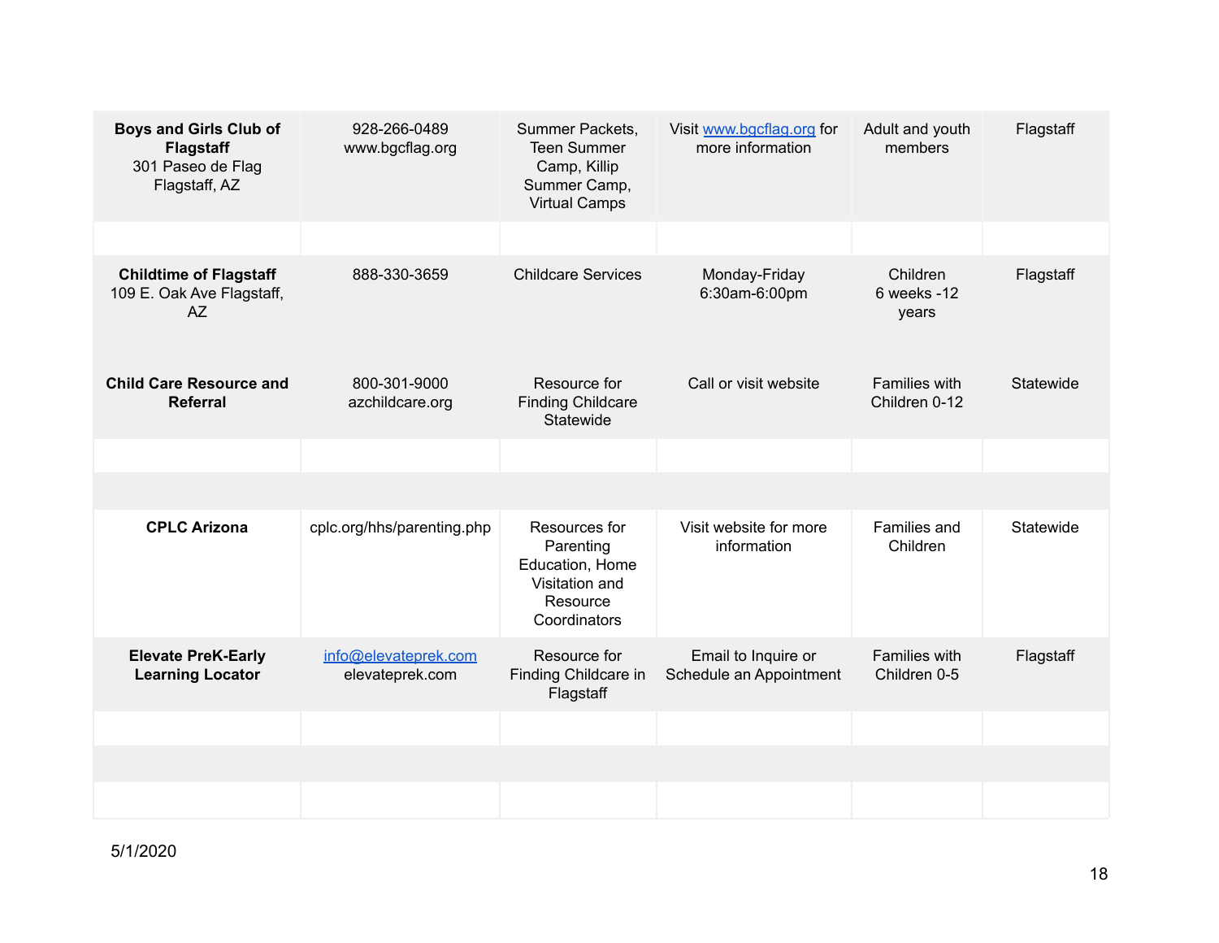| | | | | | |
|---|---|---|---|---|---|
| **Boys and Girls Club of Flagstaff** 301 Paseo de Flag Flagstaff, AZ | 928-266-0489 www.bgcflag.org | Summer Packets, Teen Summer Camp, Killip Summer Camp, Virtual Camps | Visit www.bgcflag.org for more information | Adult and youth members | Flagstaff |
| | | | | | |
| **Childtime of Flagstaff** 109 E. Oak Ave Flagstaff, AZ | 888-330-3659 | Childcare Services | Monday-Friday 6:30am-6:00pm | Children 6 weeks -12 years | Flagstaff |
| **Child Care Resource and Referral** | 800-301-9000 azchildcare.org | Resource for Finding Childcare Statewide | Call or visit website | Families with Children 0-12 | Statewide |
| | | | | | |
| | | | | | |
| **CPLC Arizona** | cplc.org/hhs/parenting.php | Resources for Parenting Education, Home Visitation and Resource Coordinators | Visit website for more information | Families and Children | Statewide |
| **Elevate PreK-Early Learning Locator** | info@elevateprek.com elevateprek.com | Resource for Finding Childcare in Flagstaff | Email to Inquire or Schedule an Appointment | Families with Children 0-5 | Flagstaff |
| | | | | | |
| | | | | | |
| | | | | | |

5/1/2020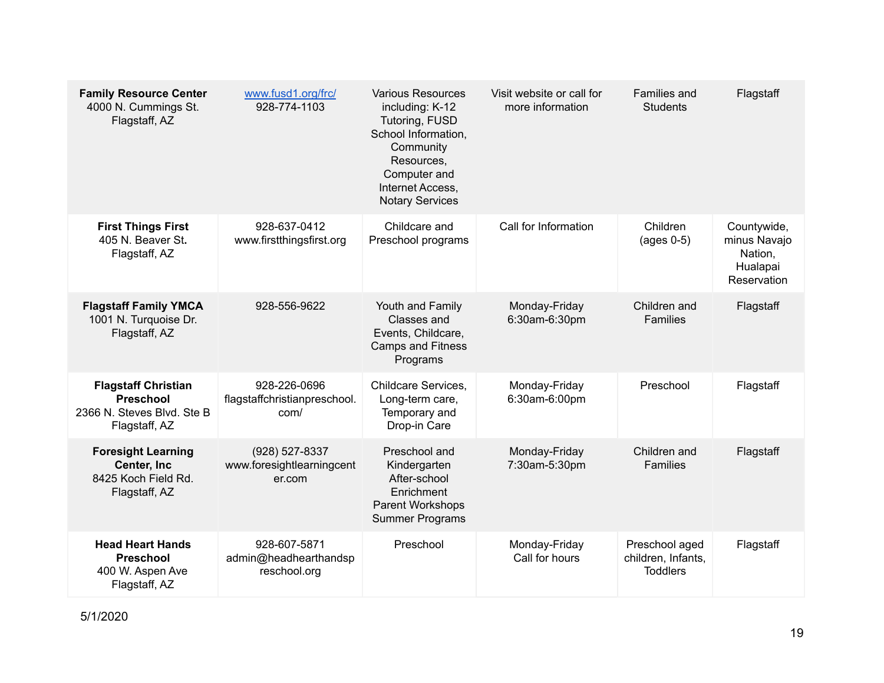| | | | | | |
|---|---|---|---|---|---|
| **Family Resource Center** 4000 N. Cummings St. Flagstaff, AZ | www.fusd1.org/frc/ 928-774-1103 | Various Resources including: K-12 Tutoring, FUSD School Information, Community Resources, Computer and Internet Access, Notary Services | Visit website or call for more information | Families and Students | Flagstaff |
| **First Things First** 405 N. Beaver St. Flagstaff, AZ | 928-637-0412 www.firstthingsfirst.org | Childcare and Preschool programs | Call for Information | Children (ages 0-5) | Countywide, minus Navajo Nation, Hualapai Reservation |
| **Flagstaff Family YMCA** 1001 N. Turquoise Dr. Flagstaff, AZ | 928-556-9622 | Youth and Family Classes and Events, Childcare, Camps and Fitness Programs | Monday-Friday 6:30am-6:30pm | Children and Families | Flagstaff |
| **Flagstaff Christian Preschool** 2366 N. Steves Blvd. Ste B Flagstaff, AZ | 928-226-0696 flagstaffchristianpreschool.com/ | Childcare Services, Long-term care, Temporary and Drop-in Care | Monday-Friday 6:30am-6:00pm | Preschool | Flagstaff |
| **Foresight Learning Center, Inc** 8425 Koch Field Rd. Flagstaff, AZ | (928) 527-8337 www.foresightlearningcenter.com | Preschool and Kindergarten After-school Enrichment Parent Workshops Summer Programs | Monday-Friday 7:30am-5:30pm | Children and Families | Flagstaff |
| **Head Heart Hands Preschool** 400 W. Aspen Ave Flagstaff, AZ | 928-607-5871 admin@headhearthandspreschool.org | Preschool | Monday-Friday Call for hours | Preschool aged children, Infants, Toddlers | Flagstaff |

5/1/2020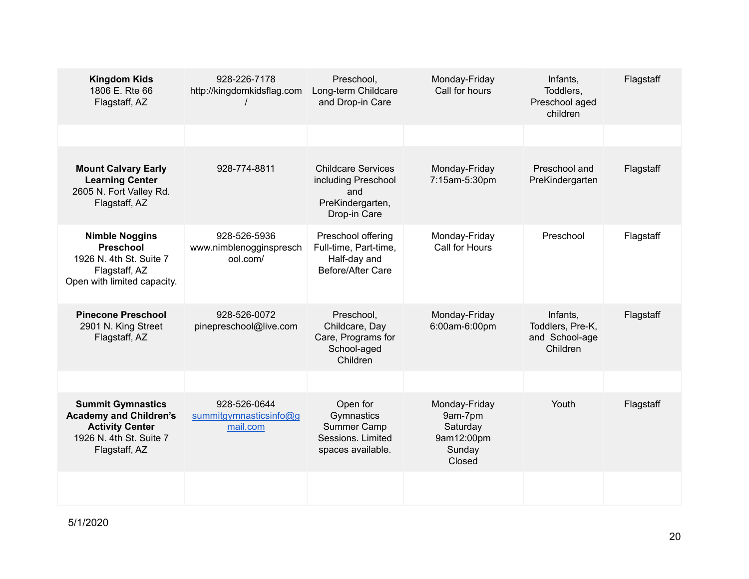| | | | | | |
|---|---|---|---|---|---|
| **Kingdom Kids** 1806 E. Rte 66 Flagstaff, AZ | 928-226-7178 http://kingdomkidsflag.com/ | Preschool, Long-term Childcare and Drop-in Care | Monday-Friday Call for hours | Infants, Toddlers, Preschool aged children | Flagstaff |
| | | | | | |
| **Mount Calvary Early Learning Center** 2605 N. Fort Valley Rd. Flagstaff, AZ | 928-774-8811 | Childcare Services including Preschool and PreKindergarten, Drop-in Care | Monday-Friday 7:15am-5:30pm | Preschool and PreKindergarten | Flagstaff |
| **Nimble Noggins Preschool** 1926 N. 4th St. Suite 7 Flagstaff, AZ Open with limited capacity. | 928-526-5936 www.nimblenogginspreschool.com/ | Preschool offering Full-time, Part-time, Half-day and Before/After Care | Monday-Friday Call for Hours | Preschool | Flagstaff |
| **Pinecone Preschool** 2901 N. King Street Flagstaff, AZ | 928-526-0072 pinepreschool@live.com | Preschool, Childcare, Day Care, Programs for School-aged Children | Monday-Friday 6:00am-6:00pm | Infants, Toddlers, Pre-K, and School-age Children | Flagstaff |
| | | | | | |
| **Summit Gymnastics Academy and Children's Activity Center** 1926 N. 4th St. Suite 7 Flagstaff, AZ | 928-526-0644 summitgymnasticsinfo@gmail.com | Open for Gymnastics Summer Camp Sessions. Limited spaces available. | Monday-Friday 9am-7pm Saturday 9am12:00pm Sunday Closed | Youth | Flagstaff |
| | | | | | |

5/1/2020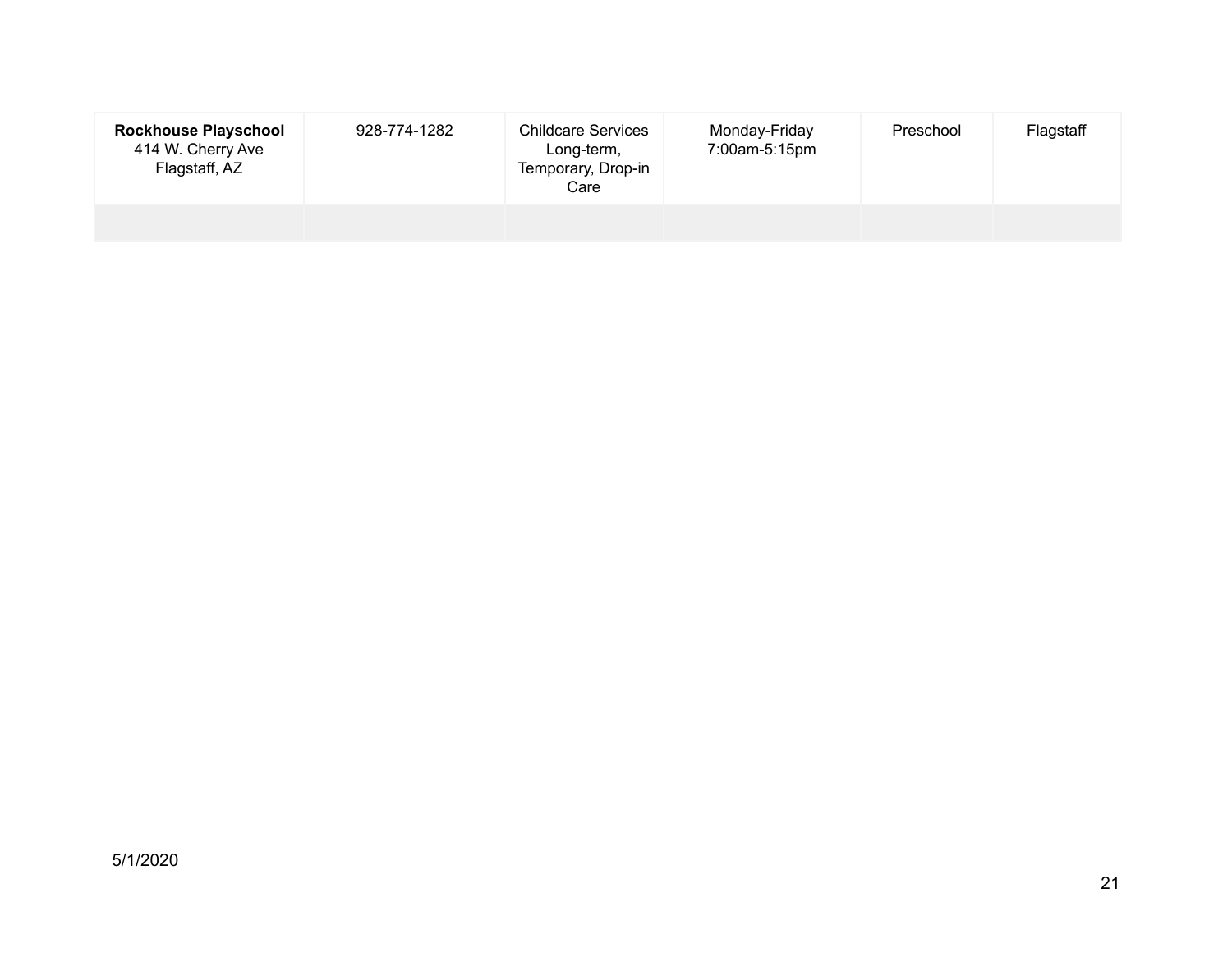| | | | | | |
|---|---|---|---|---|---|
| **Rockhouse Playschool**<br>414 W. Cherry Ave<br>Flagstaff, AZ | 928-774-1282 | Childcare Services Long-term, Temporary, Drop-in Care | Monday-Friday<br>7:00am-5:15pm | Preschool | Flagstaff |
| | | | | | |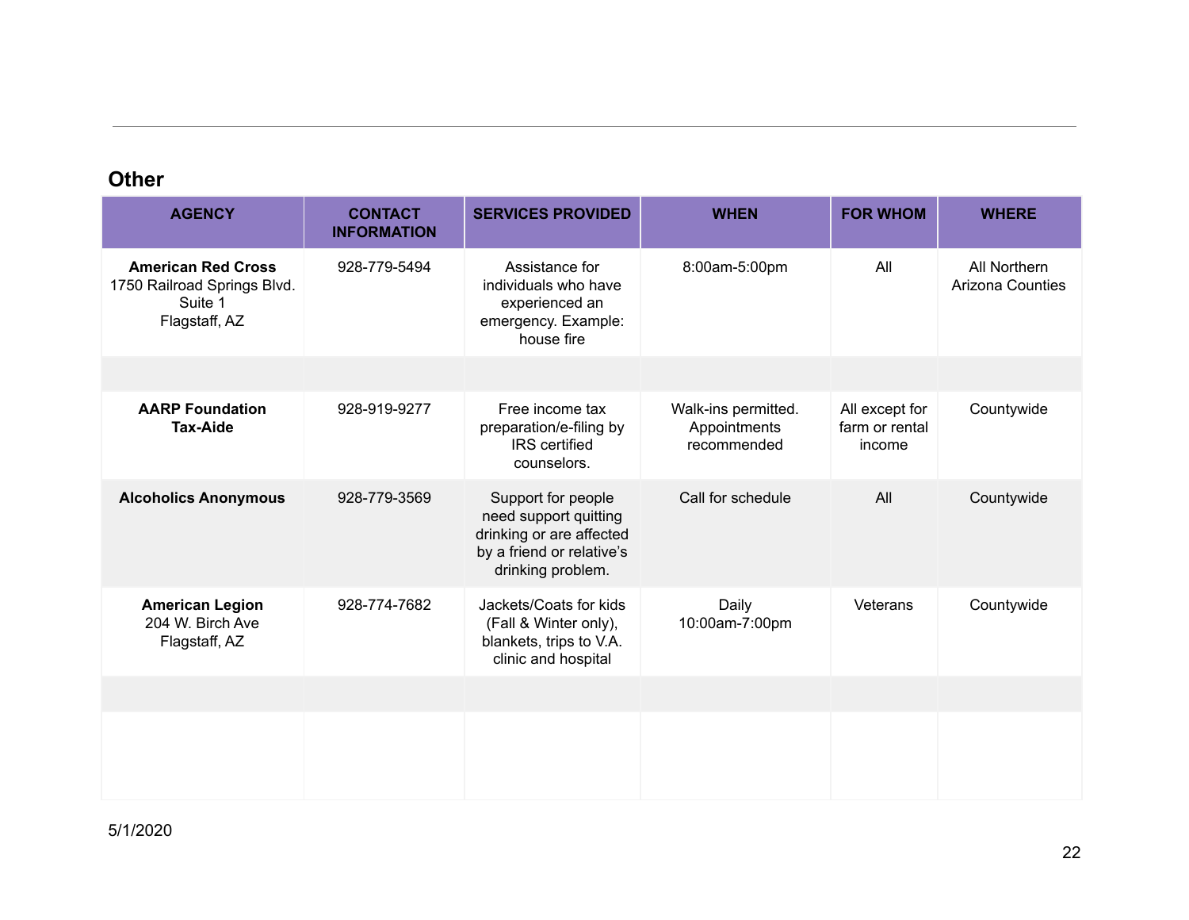## Other

| AGENCY | CONTACT INFORMATION | SERVICES PROVIDED | WHEN | FOR WHOM | WHERE |
|---|---|---|---|---|---|
| **American Red Cross** 1750 Railroad Springs Blvd. Suite 1 Flagstaff, AZ | 928-779-5494 | Assistance for individuals who have experienced an emergency. Example: house fire | 8:00am-5:00pm | All | All Northern Arizona Counties |
| | | | | | |
| **AARP Foundation Tax-Aide** | 928-919-9277 | Free income tax preparation/e-filing by IRS certified counselors. | Walk-ins permitted. Appointments recommended | All except for farm or rental income | Countywide |
| **Alcoholics Anonymous** | 928-779-3569 | Support for people need support quitting drinking or are affected by a friend or relative's drinking problem. | Call for schedule | All | Countywide |
| **American Legion** 204 W. Birch Ave Flagstaff, AZ | 928-774-7682 | Jackets/Coats for kids (Fall & Winter only), blankets, trips to V.A. clinic and hospital | Daily 10:00am-7:00pm | Veterans | Countywide |
| | | | | | |
| | | | | | |

5/1/2020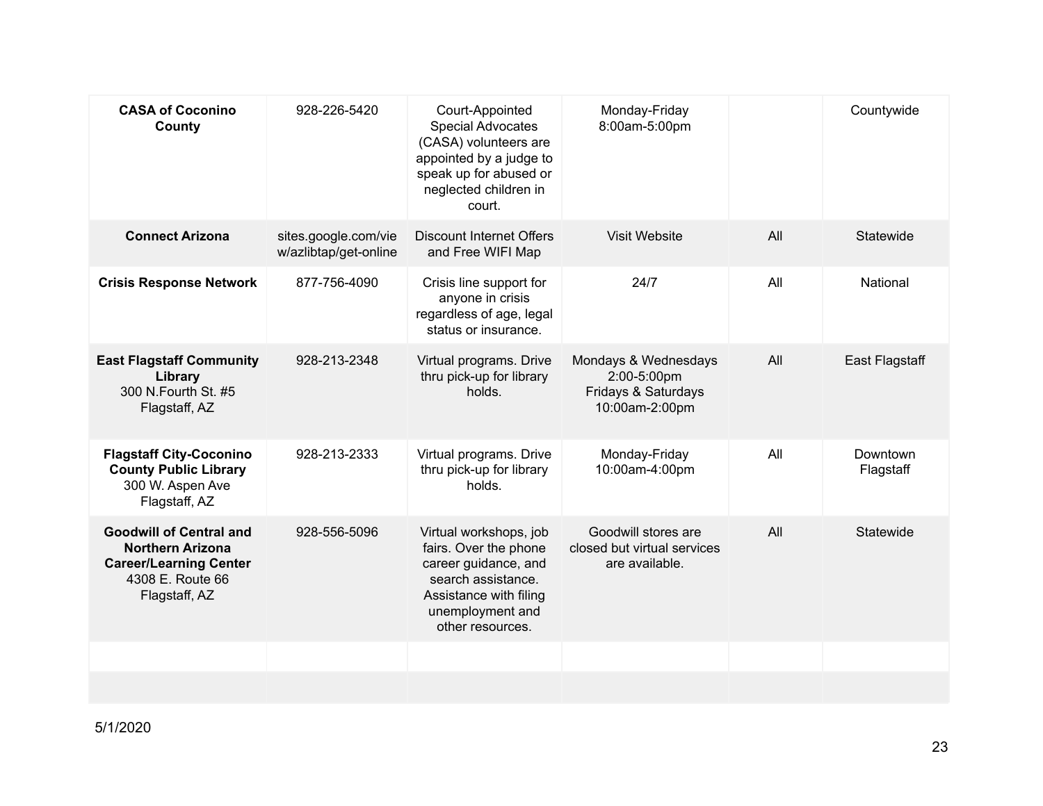| | | | | | |
|---|---|---|---|---|---|
| **CASA of Coconino County** | 928-226-5420 | Court-Appointed Special Advocates (CASA) volunteers are appointed by a judge to speak up for abused or neglected children in court. | Monday-Friday 8:00am-5:00pm | | Countywide |
| **Connect Arizona** | sites.google.com/view/azlibtap/get-online | Discount Internet Offers and Free WIFI Map | Visit Website | All | Statewide |
| **Crisis Response Network** | 877-756-4090 | Crisis line support for anyone in crisis regardless of age, legal status or insurance. | 24/7 | All | National |
| **East Flagstaff Community Library** 300 N.Fourth St. #5 Flagstaff, AZ | 928-213-2348 | Virtual programs. Drive thru pick-up for library holds. | Mondays & Wednesdays 2:00-5:00pm Fridays & Saturdays 10:00am-2:00pm | All | East Flagstaff |
| **Flagstaff City-Coconino County Public Library** 300 W. Aspen Ave Flagstaff, AZ | 928-213-2333 | Virtual programs. Drive thru pick-up for library holds. | Monday-Friday 10:00am-4:00pm | All | Downtown Flagstaff |
| **Goodwill of Central and Northern Arizona Career/Learning Center** 4308 E. Route 66 Flagstaff, AZ | 928-556-5096 | Virtual workshops, job fairs. Over the phone career guidance, and search assistance. Assistance with filing unemployment and other resources. | Goodwill stores are closed but virtual services are available. | All | Statewide |
| | | | | | |
| | | | | | |

5/1/2020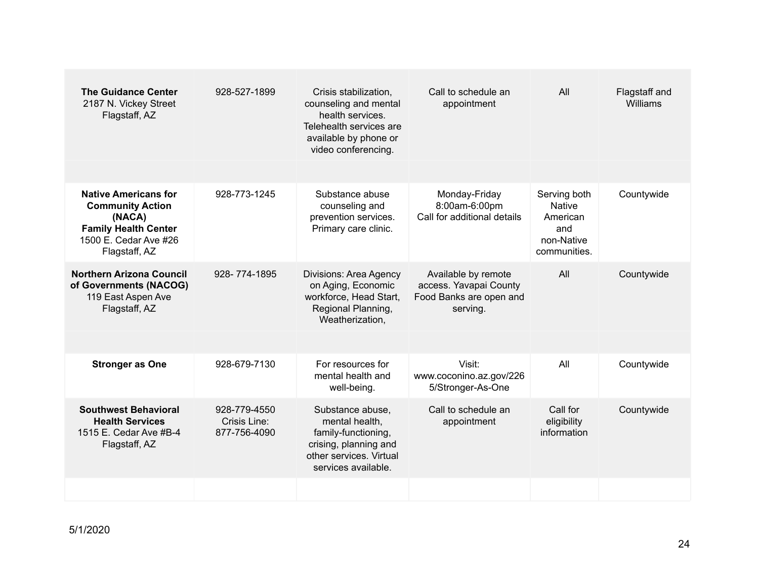| | | | | | |
|---|---|---|---|---|---|
| **The Guidance Center** 2187 N. Vickey Street Flagstaff, AZ | 928-527-1899 | Crisis stabilization, counseling and mental health services. Telehealth services are available by phone or video conferencing. | Call to schedule an appointment | All | Flagstaff and Williams |
| | | | | | |
| **Native Americans for Community Action (NACA) Family Health Center** 1500 E. Cedar Ave #26 Flagstaff, AZ | 928-773-1245 | Substance abuse counseling and prevention services. Primary care clinic. | Monday-Friday 8:00am-6:00pm Call for additional details | Serving both Native American and non-Native communities. | Countywide |
| **Northern Arizona Council of Governments (NACOG)** 119 East Aspen Ave Flagstaff, AZ | 928- 774-1895 | Divisions: Area Agency on Aging, Economic workforce, Head Start, Regional Planning, Weatherization, | Available by remote access. Yavapai County Food Banks are open and serving. | All | Countywide |
| | | | | | |
| **Stronger as One** | 928-679-7130 | For resources for mental health and well-being. | Visit: www.coconino.az.gov/2265/Stronger-As-One | All | Countywide |
| **Southwest Behavioral Health Services** 1515 E. Cedar Ave #B-4 Flagstaff, AZ | 928-779-4550 Crisis Line: 877-756-4090 | Substance abuse, mental health, family-functioning, crising, planning and other services. Virtual services available. | Call to schedule an appointment | Call for eligibility information | Countywide |
| | | | | | |

5/1/2020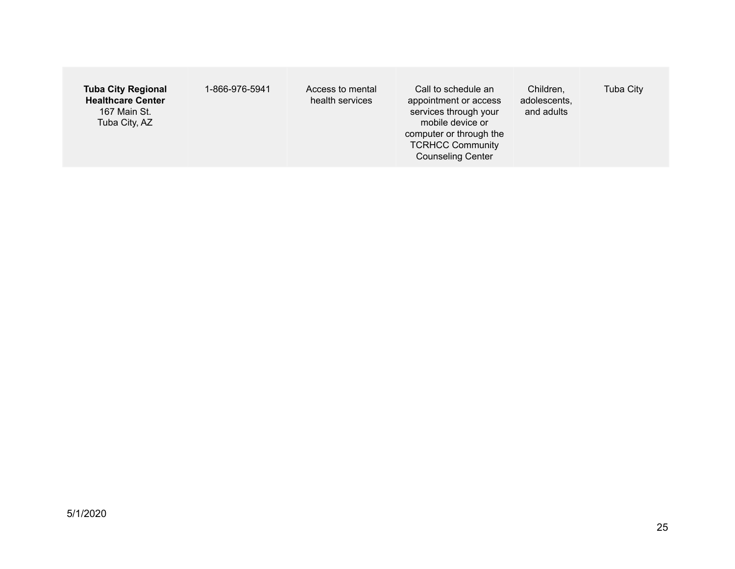| | | | | | |
|---|---|---|---|---|---|
| **Tuba City Regional Healthcare Center**<br>167 Main St.<br>Tuba City, AZ | 1-866-976-5941 | Access to mental health services | Call to schedule an appointment or access services through your mobile device or computer or through the TCRHCC Community Counseling Center | Children, adolescents, and adults | Tuba City |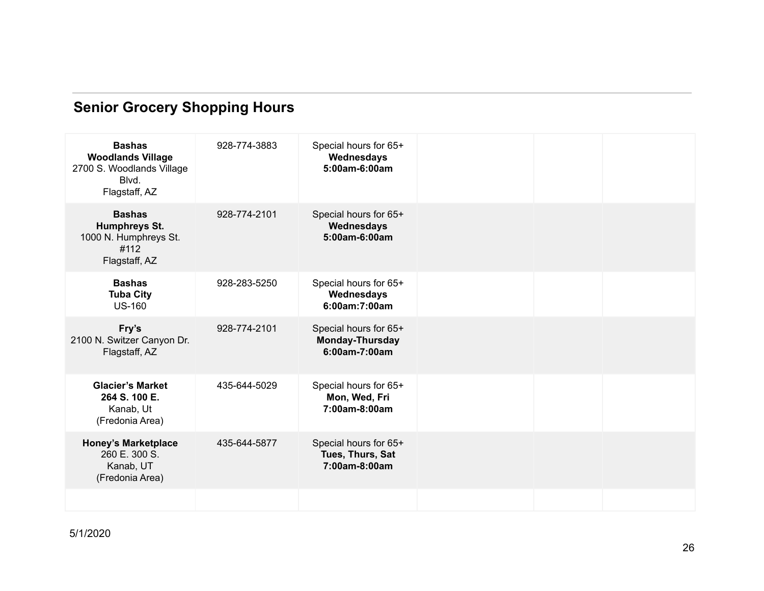## Senior Grocery Shopping Hours

| | | | | | |
|---|---|---|---|---|---|
| **Bashas**<br>**Woodlands Village**<br>2700 S. Woodlands Village Blvd.<br>Flagstaff, AZ | 928-774-3883 | Special hours for 65+<br>**Wednesdays**<br>**5:00am-6:00am** | | | |
| **Bashas**<br>**Humphreys St.**<br>1000 N. Humphreys St. #112<br>Flagstaff, AZ | 928-774-2101 | Special hours for 65+<br>**Wednesdays**<br>**5:00am-6:00am** | | | |
| **Bashas**<br>**Tuba City**<br>US-160 | 928-283-5250 | Special hours for 65+<br>**Wednesdays**<br>**6:00am:7:00am** | | | |
| **Fry's**<br>2100 N. Switzer Canyon Dr.<br>Flagstaff, AZ | 928-774-2101 | Special hours for 65+<br>**Monday-Thursday**<br>**6:00am-7:00am** | | | |
| **Glacier's Market**<br>**264 S. 100 E.**<br>Kanab, Ut<br>(Fredonia Area) | 435-644-5029 | Special hours for 65+<br>**Mon, Wed, Fri**<br>**7:00am-8:00am** | | | |
| **Honey's Marketplace**<br>260 E. 300 S.<br>Kanab, UT<br>(Fredonia Area) | 435-644-5877 | Special hours for 65+<br>**Tues, Thurs, Sat**<br>**7:00am-8:00am** | | | |
| | | | | | |

5/1/2020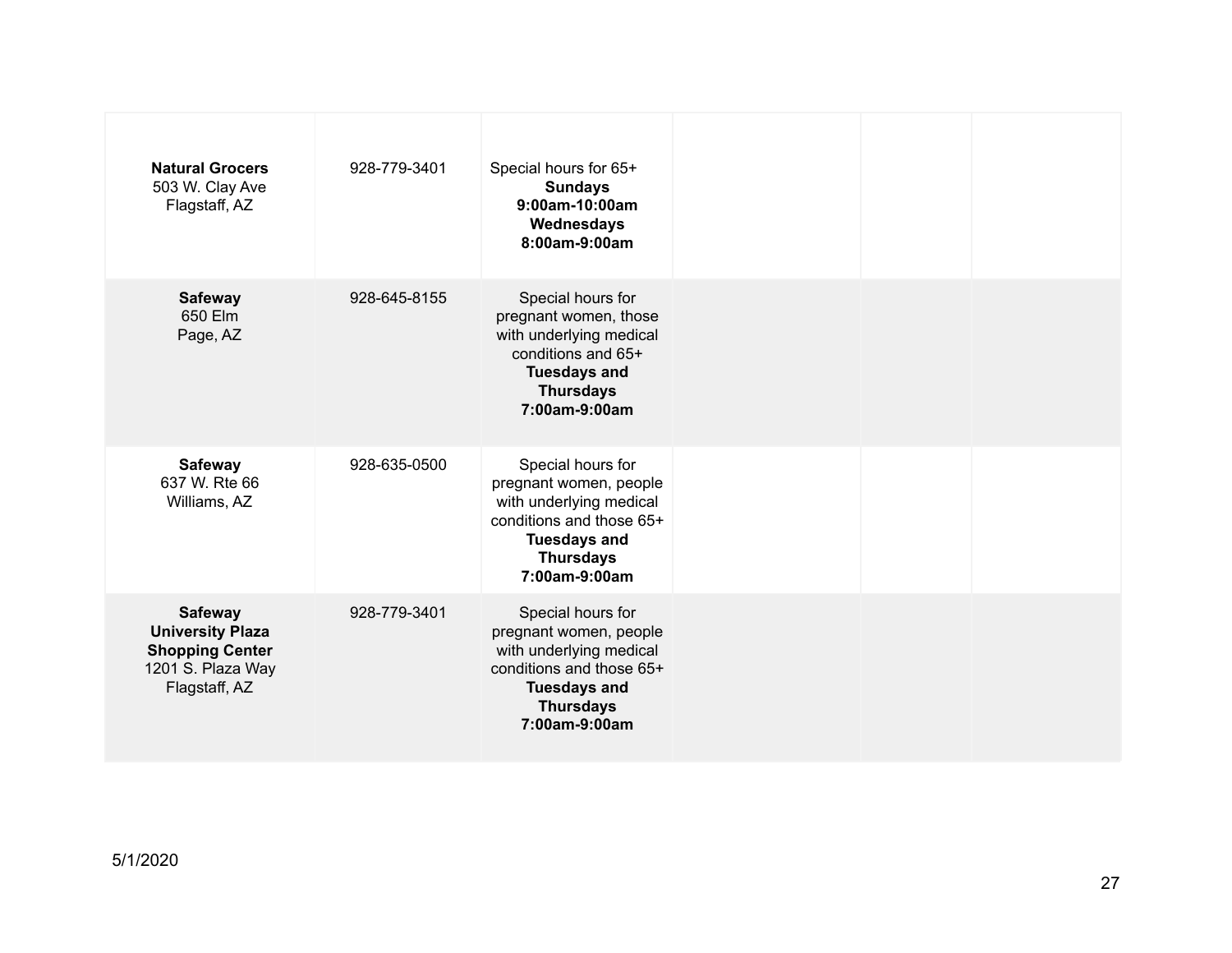| | | | | | |
|---|---|---|---|---|---|
| **Natural Grocers**<br>503 W. Clay Ave<br>Flagstaff, AZ | 928-779-3401 | Special hours for 65+<br>**Sundays**<br>**9:00am-10:00am**<br>**Wednesdays**<br>**8:00am-9:00am** | | | |
| **Safeway**<br>650 Elm<br>Page, AZ | 928-645-8155 | Special hours for pregnant women, those with underlying medical conditions and 65+<br>**Tuesdays and Thursdays**<br>**7:00am-9:00am** | | | |
| **Safeway**<br>637 W. Rte 66<br>Williams, AZ | 928-635-0500 | Special hours for pregnant women, people with underlying medical conditions and those 65+<br>**Tuesdays and Thursdays**<br>**7:00am-9:00am** | | | |
| **Safeway**<br>**University Plaza Shopping Center**<br>1201 S. Plaza Way<br>Flagstaff, AZ | 928-779-3401 | Special hours for pregnant women, people with underlying medical conditions and those 65+<br>**Tuesdays and Thursdays**<br>**7:00am-9:00am** | | | |

5/1/2020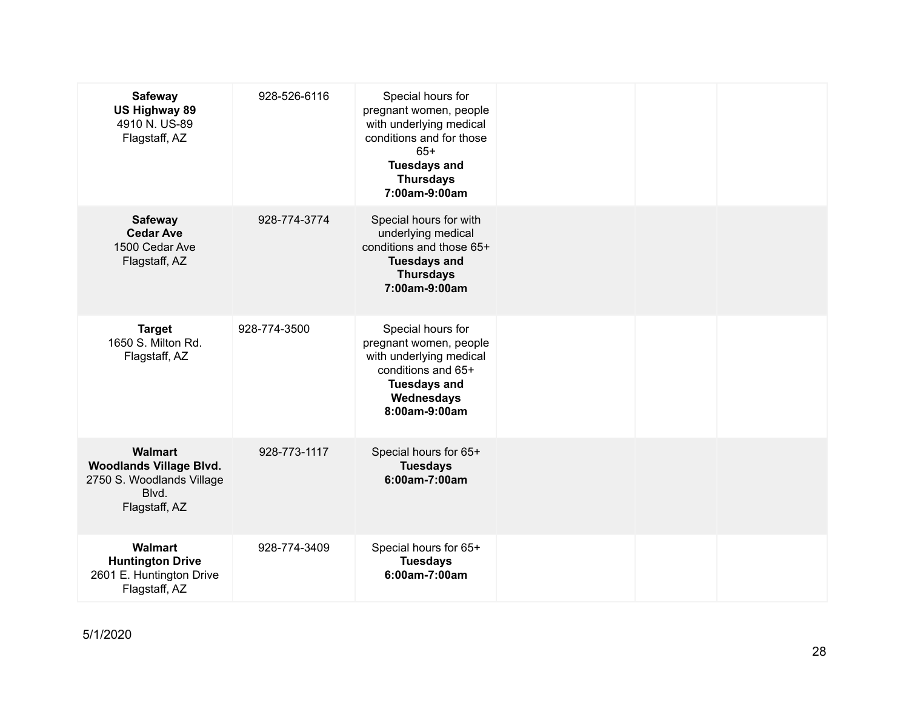| | | | | | |
|---|---|---|---|---|---|
| **Safeway**<br>**US Highway 89**<br>4910 N. US-89<br>Flagstaff, AZ | 928-526-6116 | Special hours for pregnant women, people with underlying medical conditions and for those 65+<br>**Tuesdays and Thursdays**<br>**7:00am-9:00am** | | | |
| **Safeway**<br>**Cedar Ave**<br>1500 Cedar Ave<br>Flagstaff, AZ | 928-774-3774 | Special hours for with underlying medical conditions and those 65+<br>**Tuesdays and Thursdays**<br>**7:00am-9:00am** | | | |
| **Target**<br>1650 S. Milton Rd.<br>Flagstaff, AZ | 928-774-3500 | Special hours for pregnant women, people with underlying medical conditions and 65+<br>**Tuesdays and Wednesdays**<br>**8:00am-9:00am** | | | |
| **Walmart**<br>**Woodlands Village Blvd.**<br>2750 S. Woodlands Village Blvd.<br>Flagstaff, AZ | 928-773-1117 | Special hours for 65+<br>**Tuesdays**<br>**6:00am-7:00am** | | | |
| **Walmart**<br>**Huntington Drive**<br>2601 E. Huntington Drive<br>Flagstaff, AZ | 928-774-3409 | Special hours for 65+<br>**Tuesdays**<br>**6:00am-7:00am** | | | |

5/1/2020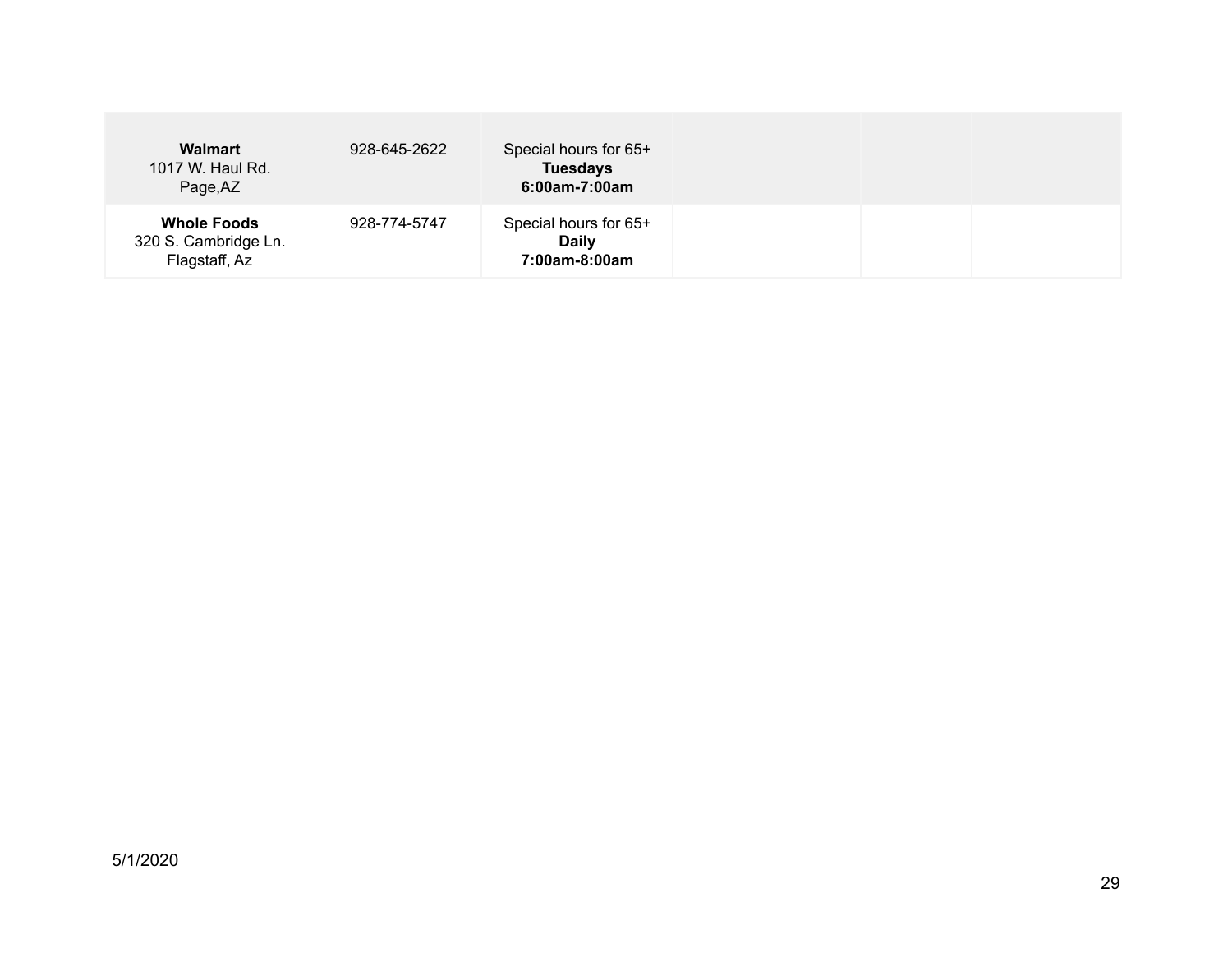| | | | | | |
|---|---|---|---|---|---|
| **Walmart**<br>1017 W. Haul Rd.<br>Page,AZ | 928-645-2622 | Special hours for 65+<br>**Tuesdays**<br>**6:00am-7:00am** | | | |
| **Whole Foods**<br>320 S. Cambridge Ln.<br>Flagstaff, Az | 928-774-5747 | Special hours for 65+<br>**Daily**<br>**7:00am-8:00am** | | | |

5/1/2020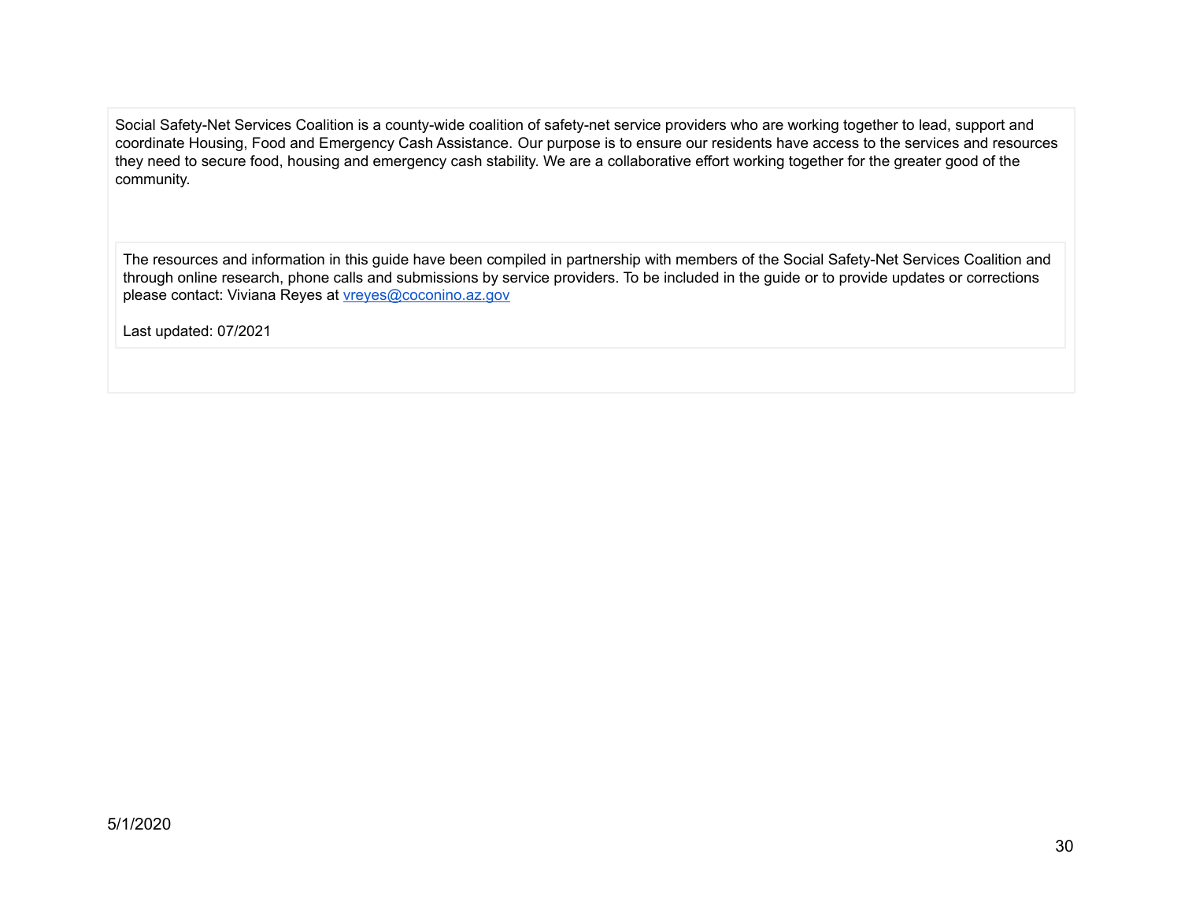Social Safety-Net Services Coalition is a county-wide coalition of safety-net service providers who are working together to lead, support and coordinate Housing, Food and Emergency Cash Assistance. Our purpose is to ensure our residents have access to the services and resources they need to secure food, housing and emergency cash stability. We are a collaborative effort working together for the greater good of the community.

The resources and information in this guide have been compiled in partnership with members of the Social Safety-Net Services Coalition and through online research, phone calls and submissions by service providers. To be included in the guide or to provide updates or corrections please contact: Viviana Reyes at [vreyes@coconino.az.gov](mailto:vreyes@coconino.az.gov)

Last updated: 07/2021